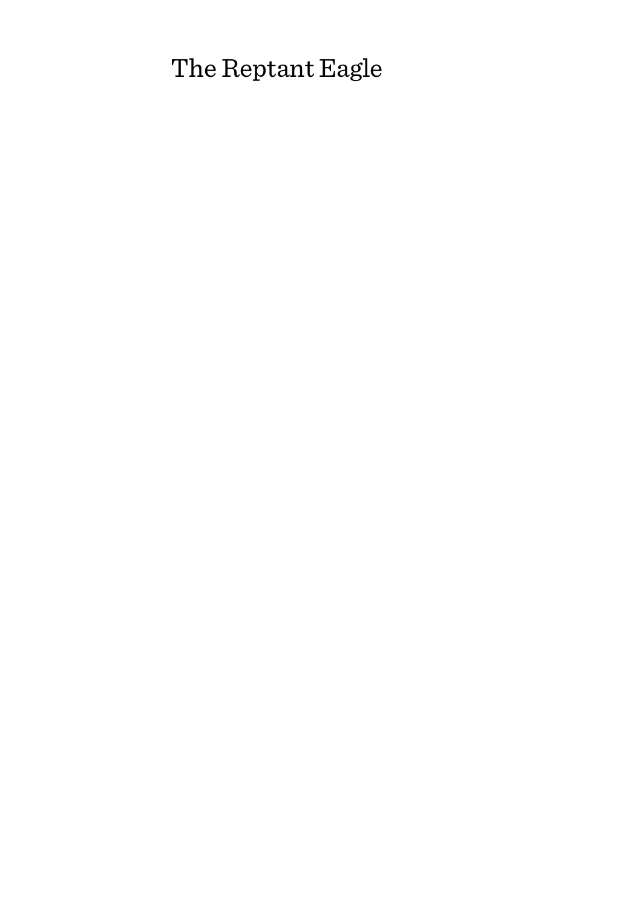# The Reptant Eagle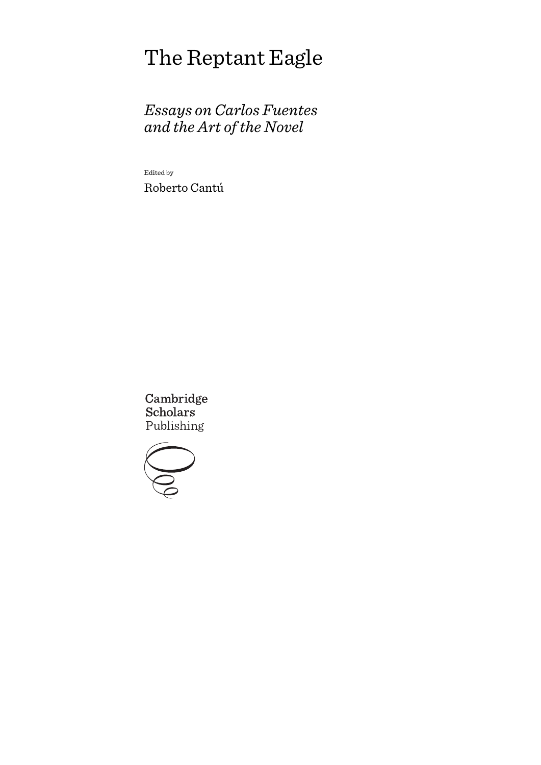# The Reptant Eagle

## *Essays on Carlos Fuentes and the Art of the Novel*

Edited by

Roberto Cantú

Cambridge
Scholars
Publishing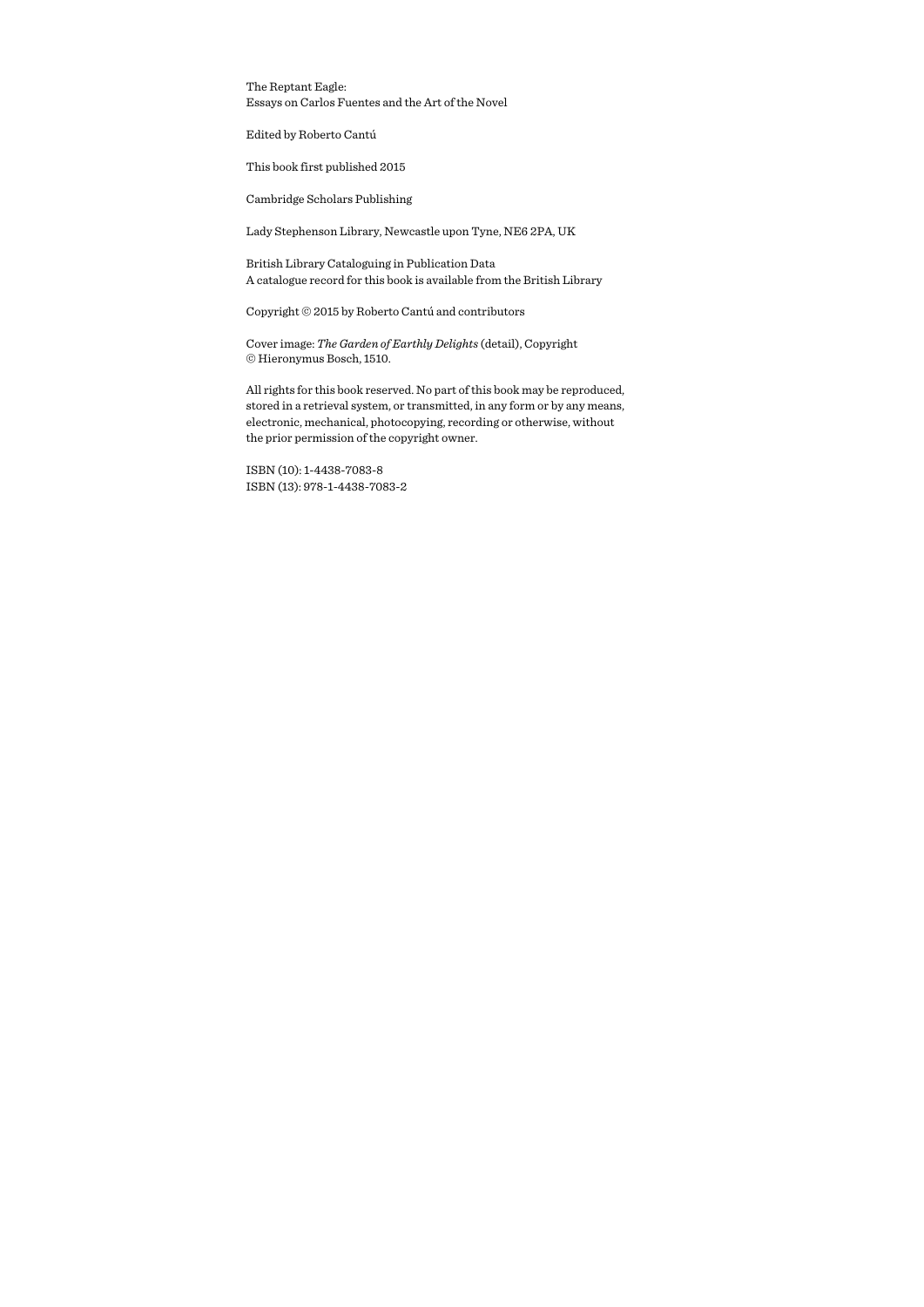The Reptant Eagle:
Essays on Carlos Fuentes and the Art of the Novel

Edited by Roberto Cantú

This book first published 2015

Cambridge Scholars Publishing

Lady Stephenson Library, Newcastle upon Tyne, NE6 2PA, UK

British Library Cataloguing in Publication Data
A catalogue record for this book is available from the British Library

Copyright © 2015 by Roberto Cantú and contributors

Cover image: *The Garden of Earthly Delights* (detail), Copyright
© Hieronymus Bosch, 1510.

All rights for this book reserved. No part of this book may be reproduced, stored in a retrieval system, or transmitted, in any form or by any means, electronic, mechanical, photocopying, recording or otherwise, without the prior permission of the copyright owner.

ISBN (10): 1-4438-7083-8
ISBN (13): 978-1-4438-7083-2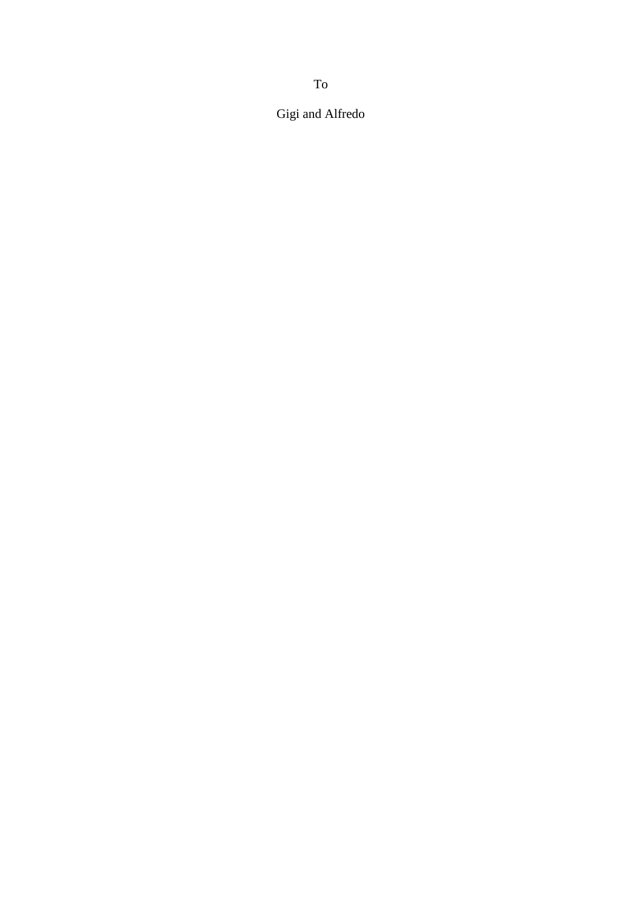To

Gigi and Alfredo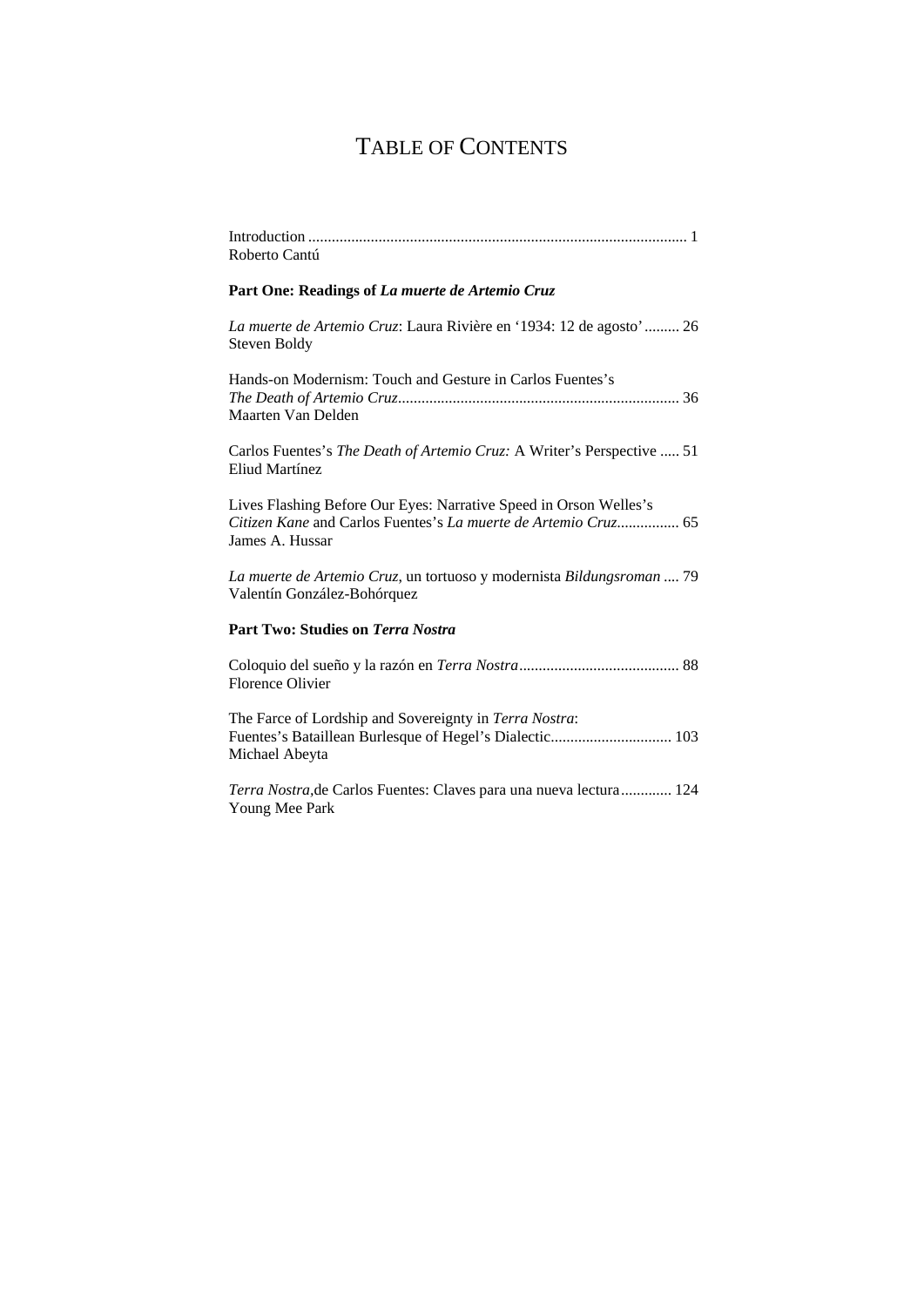# TABLE OF CONTENTS

Introduction ................................................................................................ 1
Roberto Cantú

**Part One: Readings of *La muerte de Artemio Cruz***

*La muerte de Artemio Cruz*: Laura Rivière en '1934: 12 de agosto' ......... 26
Steven Boldy

Hands-on Modernism: Touch and Gesture in Carlos Fuentes's *The Death of Artemio Cruz*........................................................................ 36
Maarten Van Delden

Carlos Fuentes's *The Death of Artemio Cruz:* A Writer's Perspective ..... 51
Eliud Martínez

Lives Flashing Before Our Eyes: Narrative Speed in Orson Welles's *Citizen Kane* and Carlos Fuentes's *La muerte de Artemio Cruz*................ 65
James A. Hussar

*La muerte de Artemio Cruz,* un tortuoso y modernista *Bildungsroman* .... 79
Valentín González-Bohórquez

**Part Two: Studies on *Terra Nostra***

Coloquio del sueño y la razón en *Terra Nostra*......................................... 88
Florence Olivier

The Farce of Lordship and Sovereignty in *Terra Nostra*: Fuentes's Bataillean Burlesque of Hegel's Dialectic............................... 103
Michael Abeyta

*Terra Nostra*,de Carlos Fuentes: Claves para una nueva lectura............. 124
Young Mee Park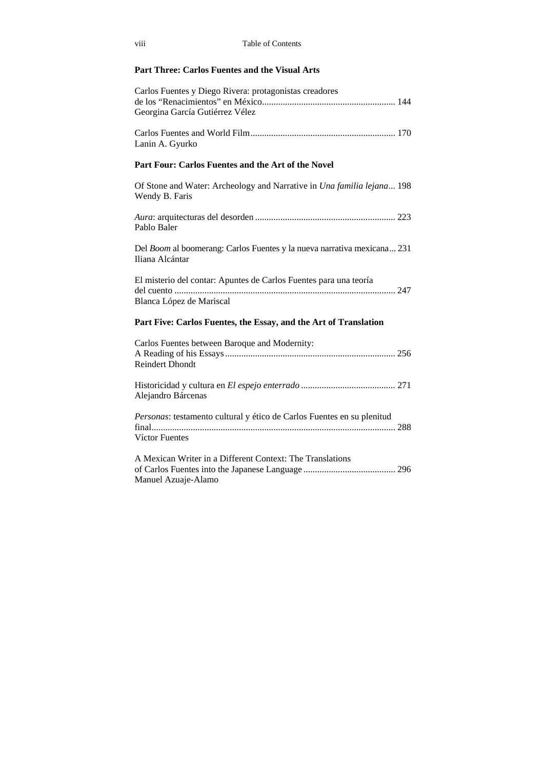## Part Three: Carlos Fuentes and the Visual Arts

Carlos Fuentes y Diego Rivera: protagonistas creadores de los "Renacimientos" en México ........................................................ 144
Georgina García Gutiérrez Vélez

Carlos Fuentes and World Film ............................................................ 170
Lanin A. Gyurko

## Part Four: Carlos Fuentes and the Art of the Novel

Of Stone and Water: Archeology and Narrative in *Una familia lejana*... 198
Wendy B. Faris

*Aura*: arquitecturas del desorden ........................................................... 223
Pablo Baler

Del *Boom* al boomerang: Carlos Fuentes y la nueva narrativa mexicana... 231
Iliana Alcántar

El misterio del contar: Apuntes de Carlos Fuentes para una teoría del cuento ................................................................................................ 247
Blanca López de Mariscal

## Part Five: Carlos Fuentes, the Essay, and the Art of Translation

Carlos Fuentes between Baroque and Modernity: A Reading of his Essays ........................................................................ 256
Reindert Dhondt

Historicidad y cultura en *El espejo enterrado* ........................................ 271
Alejandro Bárcenas

*Personas*: testamento cultural y ético de Carlos Fuentes en su plenitud final......................................................................................................... 288
Víctor Fuentes

A Mexican Writer in a Different Context: The Translations of Carlos Fuentes into the Japanese Language ....................................... 296
Manuel Azuaje-Alamo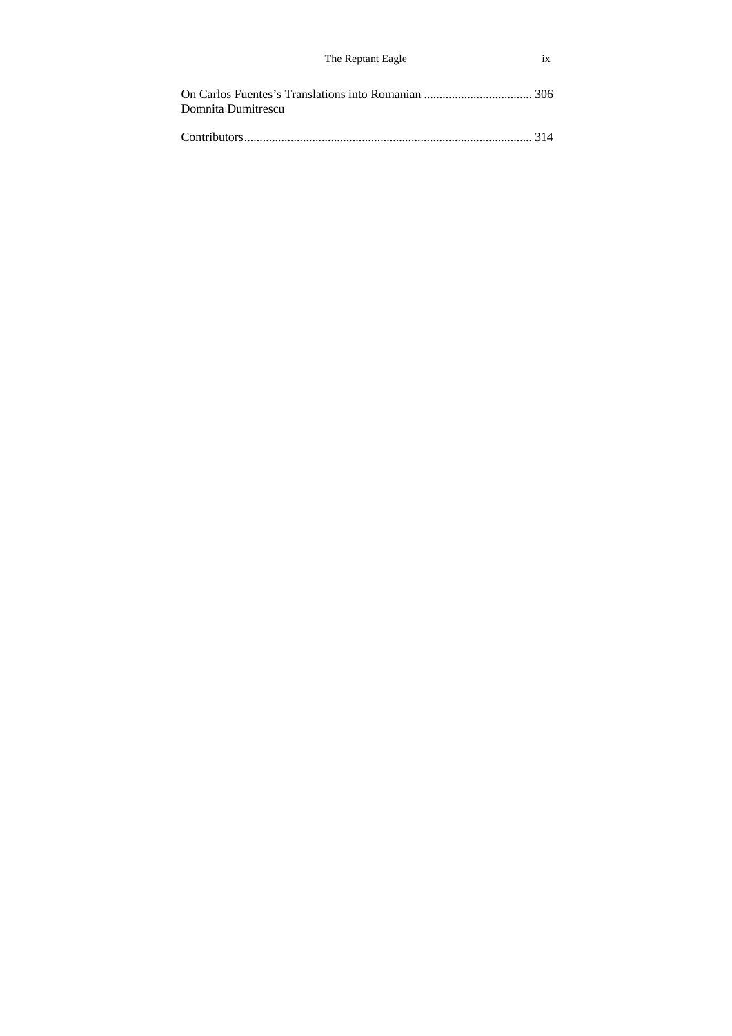On Carlos Fuentes's Translations into Romanian .................................. 306
Domnita Dumitrescu

Contributors.......................................................................................... 314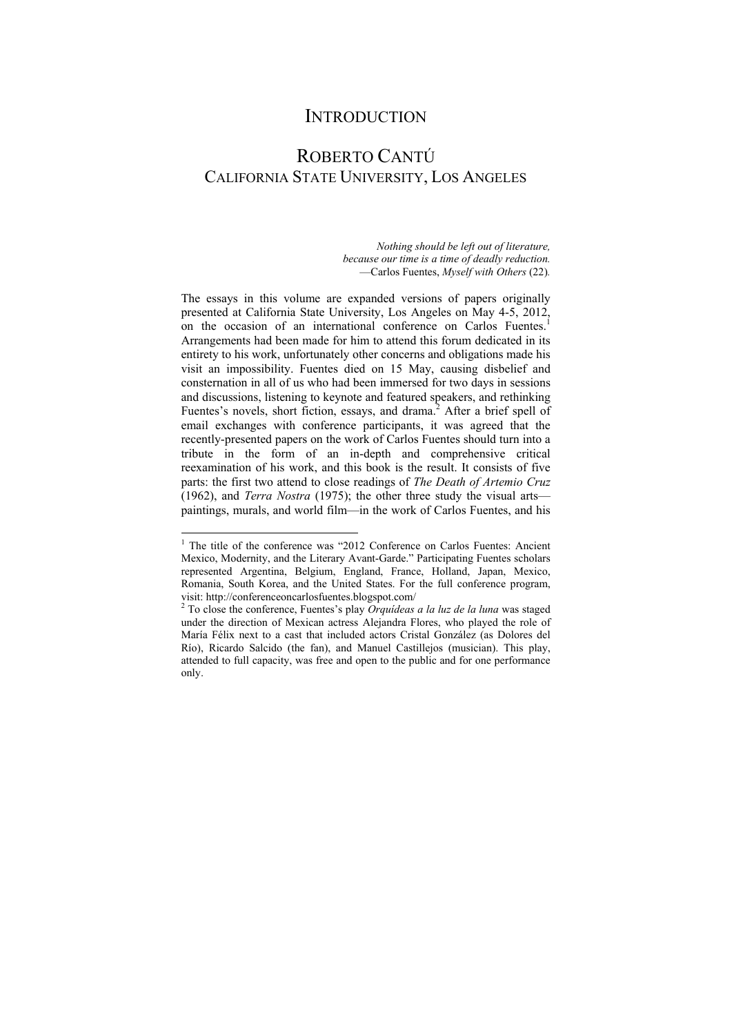# Introduction

## Roberto Cantú
## California State University, Los Angeles

> *Nothing should be left out of literature,*
> *because our time is a time of deadly reduction.*
> —Carlos Fuentes, *Myself with Others* (22).

The essays in this volume are expanded versions of papers originally presented at California State University, Los Angeles on May 4-5, 2012, on the occasion of an international conference on Carlos Fuentes.[1] Arrangements had been made for him to attend this forum dedicated in its entirety to his work, unfortunately other concerns and obligations made his visit an impossibility. Fuentes died on 15 May, causing disbelief and consternation in all of us who had been immersed for two days in sessions and discussions, listening to keynote and featured speakers, and rethinking Fuentes's novels, short fiction, essays, and drama.[2] After a brief spell of email exchanges with conference participants, it was agreed that the recently-presented papers on the work of Carlos Fuentes should turn into a tribute in the form of an in-depth and comprehensive critical reexamination of his work, and this book is the result. It consists of five parts: the first two attend to close readings of *The Death of Artemio Cruz* (1962), and *Terra Nostra* (1975); the other three study the visual arts—paintings, murals, and world film—in the work of Carlos Fuentes, and his

---

[1] The title of the conference was "2012 Conference on Carlos Fuentes: Ancient Mexico, Modernity, and the Literary Avant-Garde." Participating Fuentes scholars represented Argentina, Belgium, England, France, Holland, Japan, Mexico, Romania, South Korea, and the United States. For the full conference program, visit: http://conferenceoncarlosfuentes.blogspot.com/

[2] To close the conference, Fuentes's play *Orquídeas a la luz de la luna* was staged under the direction of Mexican actress Alejandra Flores, who played the role of María Félix next to a cast that included actors Cristal González (as Dolores del Río), Ricardo Salcido (the fan), and Manuel Castillejos (musician). This play, attended to full capacity, was free and open to the public and for one performance only.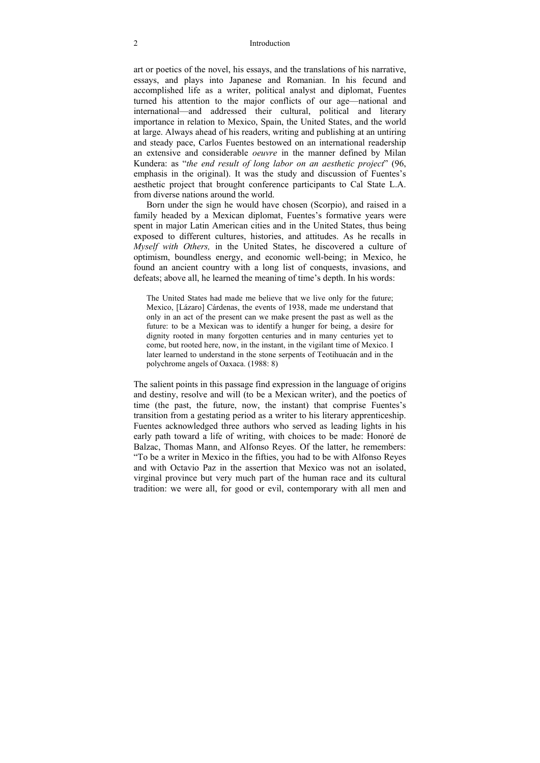art or poetics of the novel, his essays, and the translations of his narrative, essays, and plays into Japanese and Romanian. In his fecund and accomplished life as a writer, political analyst and diplomat, Fuentes turned his attention to the major conflicts of our age—national and international—and addressed their cultural, political and literary importance in relation to Mexico, Spain, the United States, and the world at large. Always ahead of his readers, writing and publishing at an untiring and steady pace, Carlos Fuentes bestowed on an international readership an extensive and considerable *oeuvre* in the manner defined by Milan Kundera: as "*the end result of long labor on an aesthetic project*" (96, emphasis in the original). It was the study and discussion of Fuentes's aesthetic project that brought conference participants to Cal State L.A. from diverse nations around the world.

Born under the sign he would have chosen (Scorpio), and raised in a family headed by a Mexican diplomat, Fuentes's formative years were spent in major Latin American cities and in the United States, thus being exposed to different cultures, histories, and attitudes. As he recalls in *Myself with Others,* in the United States, he discovered a culture of optimism, boundless energy, and economic well-being; in Mexico, he found an ancient country with a long list of conquests, invasions, and defeats; above all, he learned the meaning of time's depth. In his words:

> The United States had made me believe that we live only for the future; Mexico, [Lázaro] Cárdenas, the events of 1938, made me understand that only in an act of the present can we make present the past as well as the future: to be a Mexican was to identify a hunger for being, a desire for dignity rooted in many forgotten centuries and in many centuries yet to come, but rooted here, now, in the instant, in the vigilant time of Mexico. I later learned to understand in the stone serpents of Teotihuacán and in the polychrome angels of Oaxaca. (1988: 8)

The salient points in this passage find expression in the language of origins and destiny, resolve and will (to be a Mexican writer), and the poetics of time (the past, the future, now, the instant) that comprise Fuentes's transition from a gestating period as a writer to his literary apprenticeship. Fuentes acknowledged three authors who served as leading lights in his early path toward a life of writing, with choices to be made: Honoré de Balzac, Thomas Mann, and Alfonso Reyes. Of the latter, he remembers: "To be a writer in Mexico in the fifties, you had to be with Alfonso Reyes and with Octavio Paz in the assertion that Mexico was not an isolated, virginal province but very much part of the human race and its cultural tradition: we were all, for good or evil, contemporary with all men and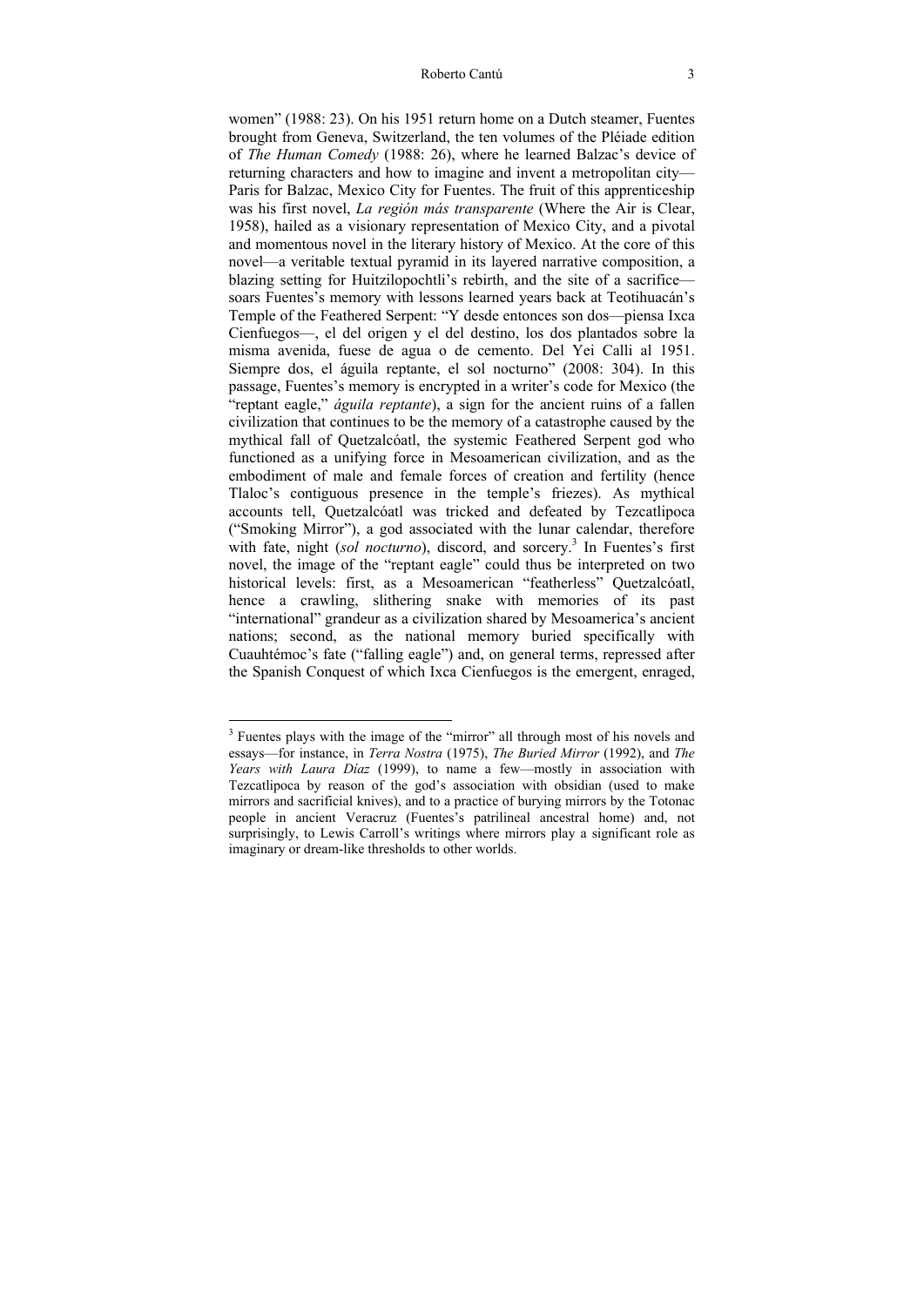women" (1988: 23). On his 1951 return home on a Dutch steamer, Fuentes brought from Geneva, Switzerland, the ten volumes of the Pléiade edition of *The Human Comedy* (1988: 26), where he learned Balzac's device of returning characters and how to imagine and invent a metropolitan city—Paris for Balzac, Mexico City for Fuentes. The fruit of this apprenticeship was his first novel, *La región más transparente* (Where the Air is Clear, 1958), hailed as a visionary representation of Mexico City, and a pivotal and momentous novel in the literary history of Mexico. At the core of this novel—a veritable textual pyramid in its layered narrative composition, a blazing setting for Huitzilopochtli's rebirth, and the site of a sacrifice—soars Fuentes's memory with lessons learned years back at Teotihuacán's Temple of the Feathered Serpent: "Y desde entonces son dos—piensa Ixca Cienfuegos—, el del origen y el del destino, los dos plantados sobre la misma avenida, fuese de agua o de cemento. Del Yei Calli al 1951. Siempre dos, el águila reptante, el sol nocturno" (2008: 304). In this passage, Fuentes's memory is encrypted in a writer's code for Mexico (the "reptant eagle," *águila reptante*), a sign for the ancient ruins of a fallen civilization that continues to be the memory of a catastrophe caused by the mythical fall of Quetzalcóatl, the systemic Feathered Serpent god who functioned as a unifying force in Mesoamerican civilization, and as the embodiment of male and female forces of creation and fertility (hence Tlaloc's contiguous presence in the temple's friezes). As mythical accounts tell, Quetzalcóatl was tricked and defeated by Tezcatlipoca ("Smoking Mirror"), a god associated with the lunar calendar, therefore with fate, night (*sol nocturno*), discord, and sorcery.[3] In Fuentes's first novel, the image of the "reptant eagle" could thus be interpreted on two historical levels: first, as a Mesoamerican "featherless" Quetzalcóatl, hence a crawling, slithering snake with memories of its past "international" grandeur as a civilization shared by Mesoamerica's ancient nations; second, as the national memory buried specifically with Cuauhtémoc's fate ("falling eagle") and, on general terms, repressed after the Spanish Conquest of which Ixca Cienfuegos is the emergent, enraged,

---

[3] Fuentes plays with the image of the "mirror" all through most of his novels and essays—for instance, in *Terra Nostra* (1975), *The Buried Mirror* (1992), and *The Years with Laura Díaz* (1999), to name a few—mostly in association with Tezcatlipoca by reason of the god's association with obsidian (used to make mirrors and sacrificial knives), and to a practice of burying mirrors by the Totonac people in ancient Veracruz (Fuentes's patrilineal ancestral home) and, not surprisingly, to Lewis Carroll's writings where mirrors play a significant role as imaginary or dream-like thresholds to other worlds.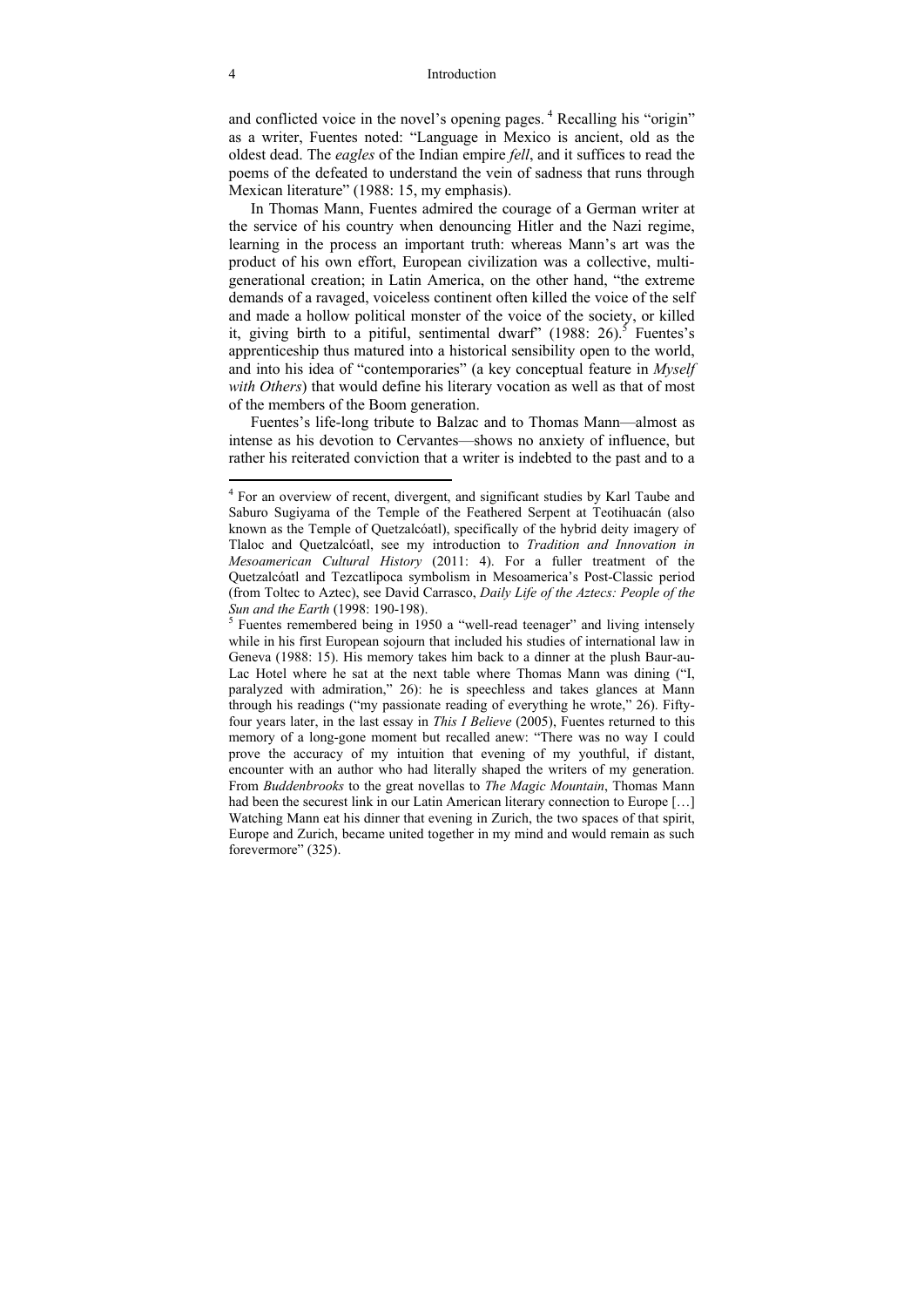and conflicted voice in the novel's opening pages. [4] Recalling his "origin" as a writer, Fuentes noted: "Language in Mexico is ancient, old as the oldest dead. The *eagles* of the Indian empire *fell*, and it suffices to read the poems of the defeated to understand the vein of sadness that runs through Mexican literature" (1988: 15, my emphasis).

In Thomas Mann, Fuentes admired the courage of a German writer at the service of his country when denouncing Hitler and the Nazi regime, learning in the process an important truth: whereas Mann's art was the product of his own effort, European civilization was a collective, multi-generational creation; in Latin America, on the other hand, "the extreme demands of a ravaged, voiceless continent often killed the voice of the self and made a hollow political monster of the voice of the society, or killed it, giving birth to a pitiful, sentimental dwarf" (1988: 26).[5] Fuentes's apprenticeship thus matured into a historical sensibility open to the world, and into his idea of "contemporaries" (a key conceptual feature in *Myself with Others*) that would define his literary vocation as well as that of most of the members of the Boom generation.

Fuentes's life-long tribute to Balzac and to Thomas Mann—almost as intense as his devotion to Cervantes—shows no anxiety of influence, but rather his reiterated conviction that a writer is indebted to the past and to a

---

[4] For an overview of recent, divergent, and significant studies by Karl Taube and Saburo Sugiyama of the Temple of the Feathered Serpent at Teotihuacán (also known as the Temple of Quetzalcóatl), specifically of the hybrid deity imagery of Tlaloc and Quetzalcóatl, see my introduction to *Tradition and Innovation in Mesoamerican Cultural History* (2011: 4). For a fuller treatment of the Quetzalcóatl and Tezcatlipoca symbolism in Mesoamerica's Post-Classic period (from Toltec to Aztec), see David Carrasco, *Daily Life of the Aztecs: People of the Sun and the Earth* (1998: 190-198).

[5] Fuentes remembered being in 1950 a "well-read teenager" and living intensely while in his first European sojourn that included his studies of international law in Geneva (1988: 15). His memory takes him back to a dinner at the plush Baur-au-Lac Hotel where he sat at the next table where Thomas Mann was dining ("I, paralyzed with admiration," 26): he is speechless and takes glances at Mann through his readings ("my passionate reading of everything he wrote," 26). Fifty-four years later, in the last essay in *This I Believe* (2005), Fuentes returned to this memory of a long-gone moment but recalled anew: "There was no way I could prove the accuracy of my intuition that evening of my youthful, if distant, encounter with an author who had literally shaped the writers of my generation. From *Buddenbrooks* to the great novellas to *The Magic Mountain*, Thomas Mann had been the securest link in our Latin American literary connection to Europe […] Watching Mann eat his dinner that evening in Zurich, the two spaces of that spirit, Europe and Zurich, became united together in my mind and would remain as such forevermore" (325).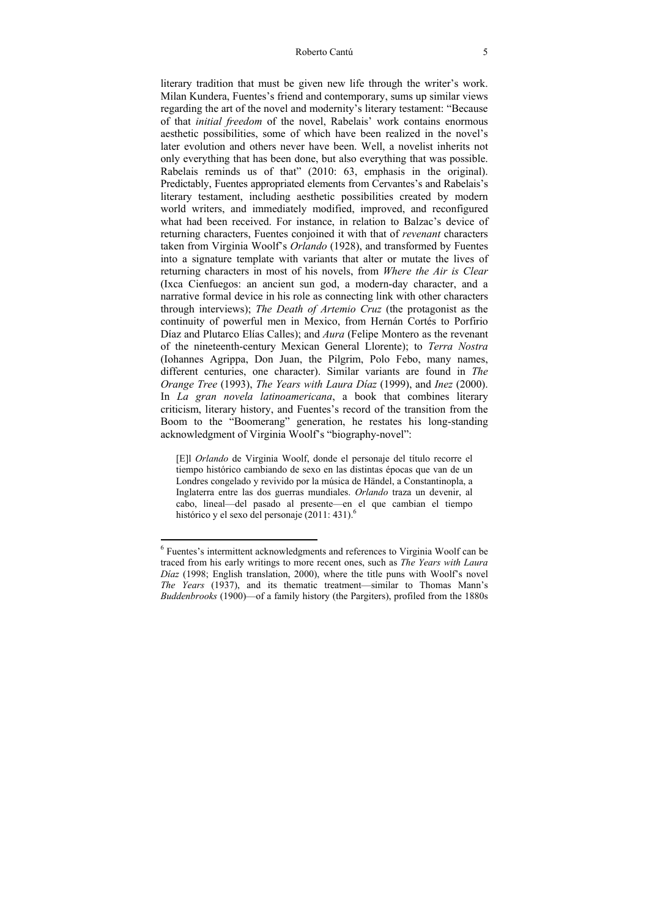literary tradition that must be given new life through the writer's work. Milan Kundera, Fuentes's friend and contemporary, sums up similar views regarding the art of the novel and modernity's literary testament: "Because of that *initial freedom* of the novel, Rabelais' work contains enormous aesthetic possibilities, some of which have been realized in the novel's later evolution and others never have been. Well, a novelist inherits not only everything that has been done, but also everything that was possible. Rabelais reminds us of that" (2010: 63, emphasis in the original). Predictably, Fuentes appropriated elements from Cervantes's and Rabelais's literary testament, including aesthetic possibilities created by modern world writers, and immediately modified, improved, and reconfigured what had been received. For instance, in relation to Balzac's device of returning characters, Fuentes conjoined it with that of *revenant* characters taken from Virginia Woolf's *Orlando* (1928), and transformed by Fuentes into a signature template with variants that alter or mutate the lives of returning characters in most of his novels, from *Where the Air is Clear* (Ixca Cienfuegos: an ancient sun god, a modern-day character, and a narrative formal device in his role as connecting link with other characters through interviews); *The Death of Artemio Cruz* (the protagonist as the continuity of powerful men in Mexico, from Hernán Cortés to Porfirio Díaz and Plutarco Elías Calles); and *Aura* (Felipe Montero as the revenant of the nineteenth-century Mexican General Llorente); to *Terra Nostra* (Iohannes Agrippa, Don Juan, the Pilgrim, Polo Febo, many names, different centuries, one character). Similar variants are found in *The Orange Tree* (1993), *The Years with Laura Díaz* (1999), and *Inez* (2000). In *La gran novela latinoamericana*, a book that combines literary criticism, literary history, and Fuentes's record of the transition from the Boom to the "Boomerang" generation, he restates his long-standing acknowledgment of Virginia Woolf's "biography-novel":

> [E]l *Orlando* de Virginia Woolf, donde el personaje del título recorre el tiempo histórico cambiando de sexo en las distintas épocas que van de un Londres congelado y revivido por la música de Händel, a Constantinopla, a Inglaterra entre las dos guerras mundiales. *Orlando* traza un devenir, al cabo, lineal—del pasado al presente—en el que cambian el tiempo histórico y el sexo del personaje (2011: 431).[6]

---

[6] Fuentes's intermittent acknowledgments and references to Virginia Woolf can be traced from his early writings to more recent ones, such as *The Years with Laura Díaz* (1998; English translation, 2000), where the title puns with Woolf's novel *The Years* (1937), and its thematic treatment—similar to Thomas Mann's *Buddenbrooks* (1900)—of a family history (the Pargiters), profiled from the 1880s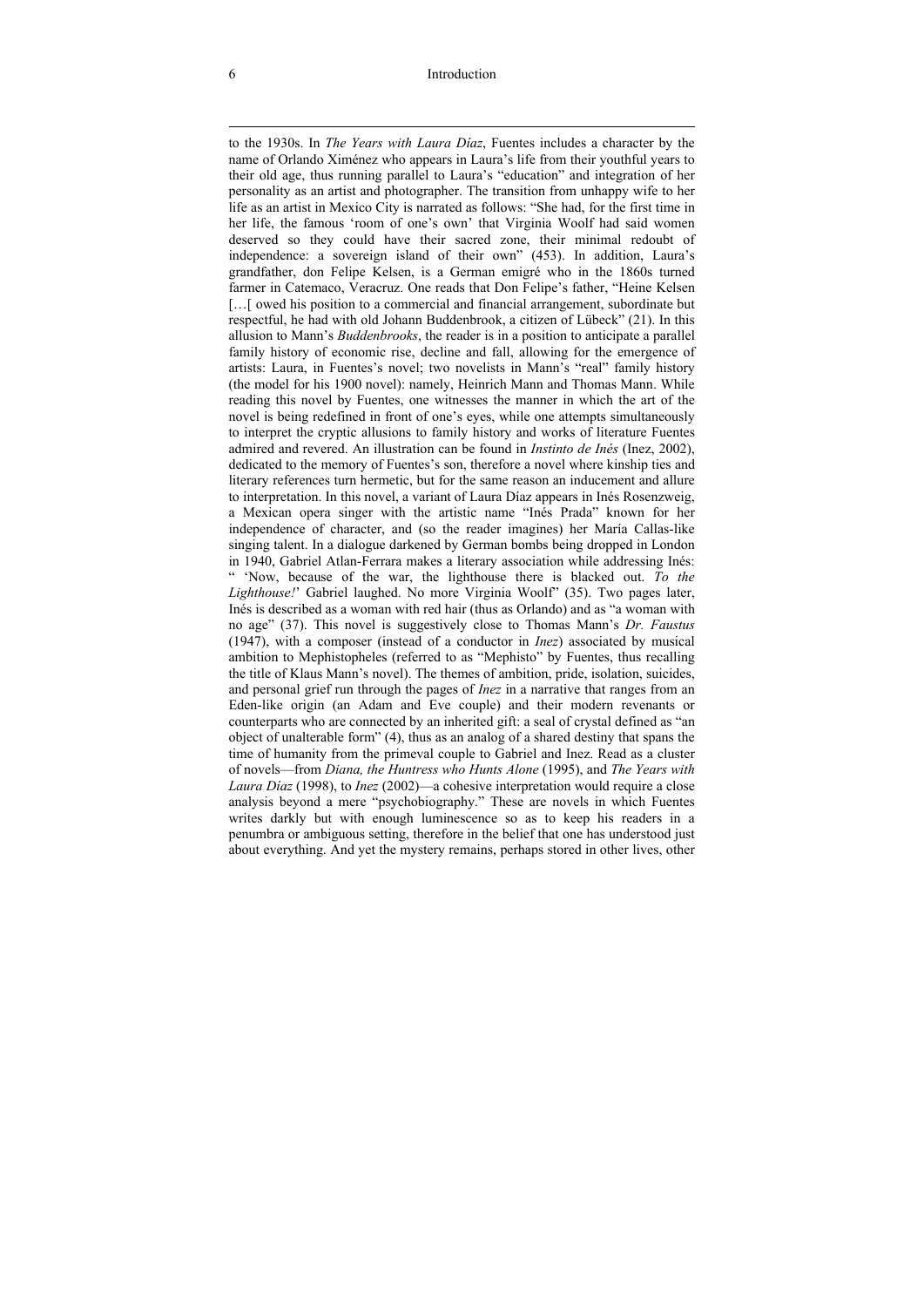to the 1930s. In *The Years with Laura Díaz*, Fuentes includes a character by the name of Orlando Ximénez who appears in Laura's life from their youthful years to their old age, thus running parallel to Laura's "education" and integration of her personality as an artist and photographer. The transition from unhappy wife to her life as an artist in Mexico City is narrated as follows: "She had, for the first time in her life, the famous 'room of one's own' that Virginia Woolf had said women deserved so they could have their sacred zone, their minimal redoubt of independence: a sovereign island of their own" (453). In addition, Laura's grandfather, don Felipe Kelsen, is a German emigré who in the 1860s turned farmer in Catemaco, Veracruz. One reads that Don Felipe's father, "Heine Kelsen […[ owed his position to a commercial and financial arrangement, subordinate but respectful, he had with old Johann Buddenbrook, a citizen of Lübeck" (21). In this allusion to Mann's *Buddenbrooks*, the reader is in a position to anticipate a parallel family history of economic rise, decline and fall, allowing for the emergence of artists: Laura, in Fuentes's novel; two novelists in Mann's "real" family history (the model for his 1900 novel): namely, Heinrich Mann and Thomas Mann. While reading this novel by Fuentes, one witnesses the manner in which the art of the novel is being redefined in front of one's eyes, while one attempts simultaneously to interpret the cryptic allusions to family history and works of literature Fuentes admired and revered. An illustration can be found in *Instinto de Inés* (Inez, 2002), dedicated to the memory of Fuentes's son, therefore a novel where kinship ties and literary references turn hermetic, but for the same reason an inducement and allure to interpretation. In this novel, a variant of Laura Díaz appears in Inés Rosenzweig, a Mexican opera singer with the artistic name "Inés Prada" known for her independence of character, and (so the reader imagines) her María Callas-like singing talent. In a dialogue darkened by German bombs being dropped in London in 1940, Gabriel Atlan-Ferrara makes a literary association while addressing Inés: " 'Now, because of the war, the lighthouse there is blacked out. *To the Lighthouse!*' Gabriel laughed. No more Virginia Woolf" (35). Two pages later, Inés is described as a woman with red hair (thus as Orlando) and as "a woman with no age" (37). This novel is suggestively close to Thomas Mann's *Dr. Faustus* (1947), with a composer (instead of a conductor in *Inez*) associated by musical ambition to Mephistopheles (referred to as "Mephisto" by Fuentes, thus recalling the title of Klaus Mann's novel). The themes of ambition, pride, isolation, suicides, and personal grief run through the pages of *Inez* in a narrative that ranges from an Eden-like origin (an Adam and Eve couple) and their modern revenants or counterparts who are connected by an inherited gift: a seal of crystal defined as "an object of unalterable form" (4), thus as an analog of a shared destiny that spans the time of humanity from the primeval couple to Gabriel and Inez. Read as a cluster of novels—from *Diana, the Huntress who Hunts Alone* (1995), and *The Years with Laura Díaz* (1998), to *Inez* (2002)—a cohesive interpretation would require a close analysis beyond a mere "psychobiography." These are novels in which Fuentes writes darkly but with enough luminescence so as to keep his readers in a penumbra or ambiguous setting, therefore in the belief that one has understood just about everything. And yet the mystery remains, perhaps stored in other lives, other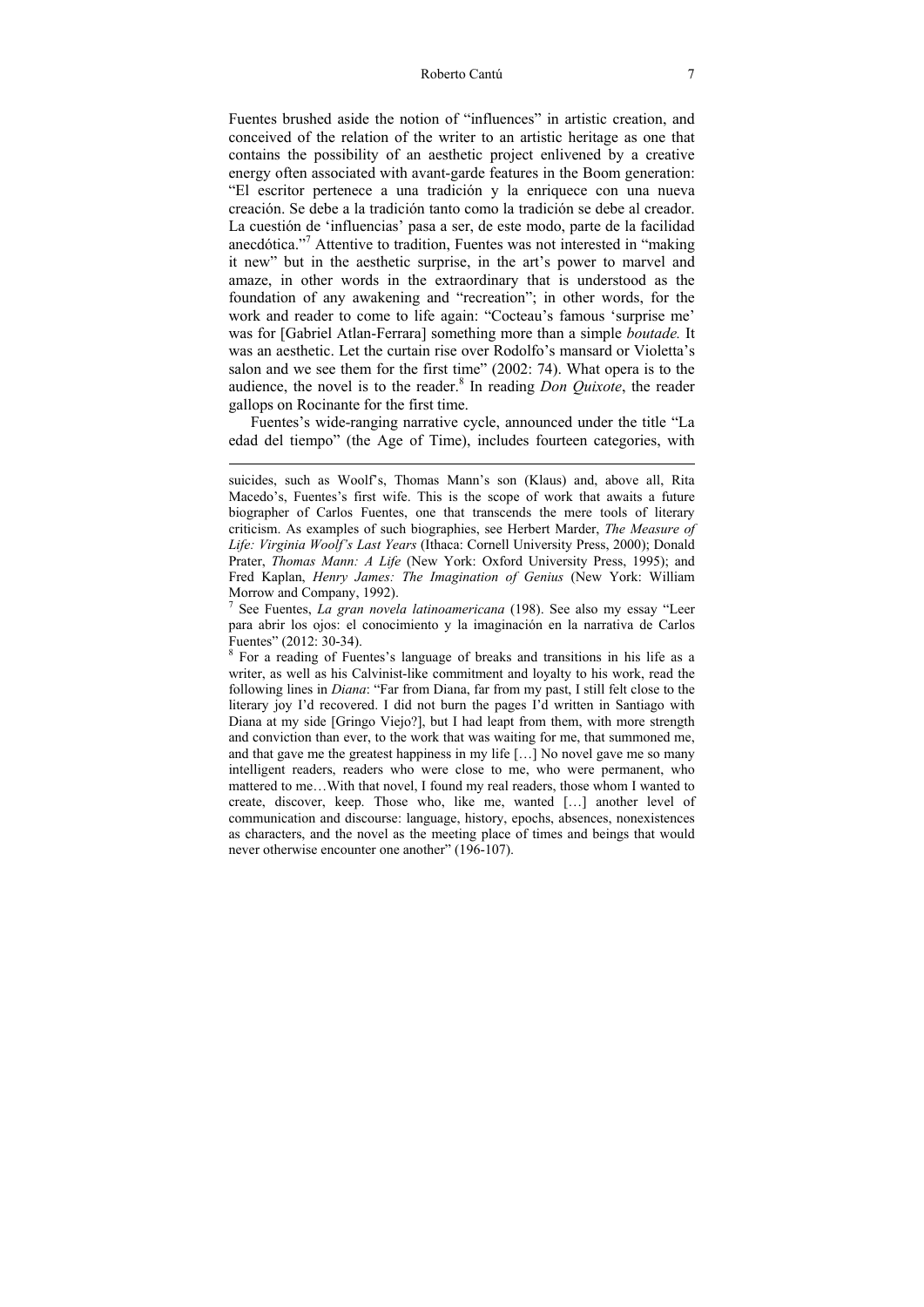Fuentes brushed aside the notion of "influences" in artistic creation, and conceived of the relation of the writer to an artistic heritage as one that contains the possibility of an aesthetic project enlivened by a creative energy often associated with avant-garde features in the Boom generation: "El escritor pertenece a una tradición y la enriquece con una nueva creación. Se debe a la tradición tanto como la tradición se debe al creador. La cuestión de 'influencias' pasa a ser, de este modo, parte de la facilidad anecdótica."[7] Attentive to tradition, Fuentes was not interested in "making it new" but in the aesthetic surprise, in the art's power to marvel and amaze, in other words in the extraordinary that is understood as the foundation of any awakening and "recreation"; in other words, for the work and reader to come to life again: "Cocteau's famous 'surprise me' was for [Gabriel Atlan-Ferrara] something more than a simple *boutade.* It was an aesthetic. Let the curtain rise over Rodolfo's mansard or Violetta's salon and we see them for the first time" (2002: 74). What opera is to the audience, the novel is to the reader.[8] In reading *Don Quixote*, the reader gallops on Rocinante for the first time.

Fuentes's wide-ranging narrative cycle, announced under the title "La edad del tiempo" (the Age of Time), includes fourteen categories, with

---

suicides, such as Woolf's, Thomas Mann's son (Klaus) and, above all, Rita Macedo's, Fuentes's first wife. This is the scope of work that awaits a future biographer of Carlos Fuentes, one that transcends the mere tools of literary criticism. As examples of such biographies, see Herbert Marder, *The Measure of Life: Virginia Woolf's Last Years* (Ithaca: Cornell University Press, 2000); Donald Prater, *Thomas Mann: A Life* (New York: Oxford University Press, 1995); and Fred Kaplan, *Henry James: The Imagination of Genius* (New York: William Morrow and Company, 1992).

[7] See Fuentes, *La gran novela latinoamericana* (198). See also my essay "Leer para abrir los ojos: el conocimiento y la imaginación en la narrativa de Carlos Fuentes" (2012: 30-34).

[8] For a reading of Fuentes's language of breaks and transitions in his life as a writer, as well as his Calvinist-like commitment and loyalty to his work, read the following lines in *Diana*: "Far from Diana, far from my past, I still felt close to the literary joy I'd recovered. I did not burn the pages I'd written in Santiago with Diana at my side [Gringo Viejo?], but I had leapt from them, with more strength and conviction than ever, to the work that was waiting for me, that summoned me, and that gave me the greatest happiness in my life […] No novel gave me so many intelligent readers, readers who were close to me, who were permanent, who mattered to me…With that novel, I found my real readers, those whom I wanted to create, discover, keep. Those who, like me, wanted […] another level of communication and discourse: language, history, epochs, absences, nonexistences as characters, and the novel as the meeting place of times and beings that would never otherwise encounter one another" (196-107).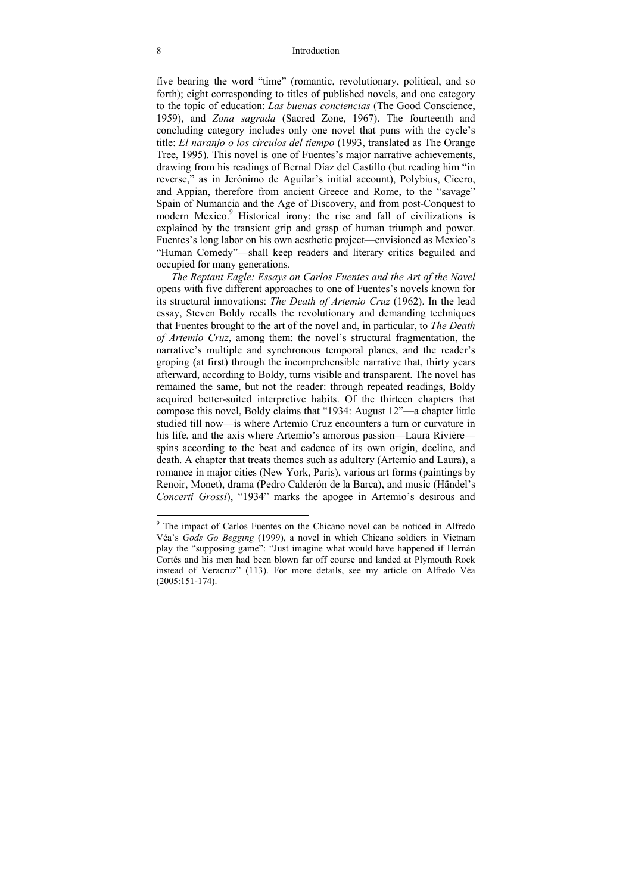five bearing the word "time" (romantic, revolutionary, political, and so forth); eight corresponding to titles of published novels, and one category to the topic of education: *Las buenas conciencias* (The Good Conscience, 1959), and *Zona sagrada* (Sacred Zone, 1967). The fourteenth and concluding category includes only one novel that puns with the cycle's title: *El naranjo o los círculos del tiempo* (1993, translated as The Orange Tree, 1995). This novel is one of Fuentes's major narrative achievements, drawing from his readings of Bernal Díaz del Castillo (but reading him "in reverse," as in Jerónimo de Aguilar's initial account), Polybius, Cicero, and Appian, therefore from ancient Greece and Rome, to the "savage" Spain of Numancia and the Age of Discovery, and from post-Conquest to modern Mexico.[9] Historical irony: the rise and fall of civilizations is explained by the transient grip and grasp of human triumph and power. Fuentes's long labor on his own aesthetic project—envisioned as Mexico's "Human Comedy"—shall keep readers and literary critics beguiled and occupied for many generations.

*The Reptant Eagle: Essays on Carlos Fuentes and the Art of the Novel* opens with five different approaches to one of Fuentes's novels known for its structural innovations: *The Death of Artemio Cruz* (1962). In the lead essay, Steven Boldy recalls the revolutionary and demanding techniques that Fuentes brought to the art of the novel and, in particular, to *The Death of Artemio Cruz*, among them: the novel's structural fragmentation, the narrative's multiple and synchronous temporal planes, and the reader's groping (at first) through the incomprehensible narrative that, thirty years afterward, according to Boldy, turns visible and transparent. The novel has remained the same, but not the reader: through repeated readings, Boldy acquired better-suited interpretive habits. Of the thirteen chapters that compose this novel, Boldy claims that "1934: August 12"—a chapter little studied till now—is where Artemio Cruz encounters a turn or curvature in his life, and the axis where Artemio's amorous passion—Laura Rivière—spins according to the beat and cadence of its own origin, decline, and death. A chapter that treats themes such as adultery (Artemio and Laura), a romance in major cities (New York, Paris), various art forms (paintings by Renoir, Monet), drama (Pedro Calderón de la Barca), and music (Händel's *Concerti Grossi*), "1934" marks the apogee in Artemio's desirous and

---

[9] The impact of Carlos Fuentes on the Chicano novel can be noticed in Alfredo Véa's *Gods Go Begging* (1999), a novel in which Chicano soldiers in Vietnam play the "supposing game": "Just imagine what would have happened if Hernán Cortés and his men had been blown far off course and landed at Plymouth Rock instead of Veracruz" (113). For more details, see my article on Alfredo Véa (2005:151-174).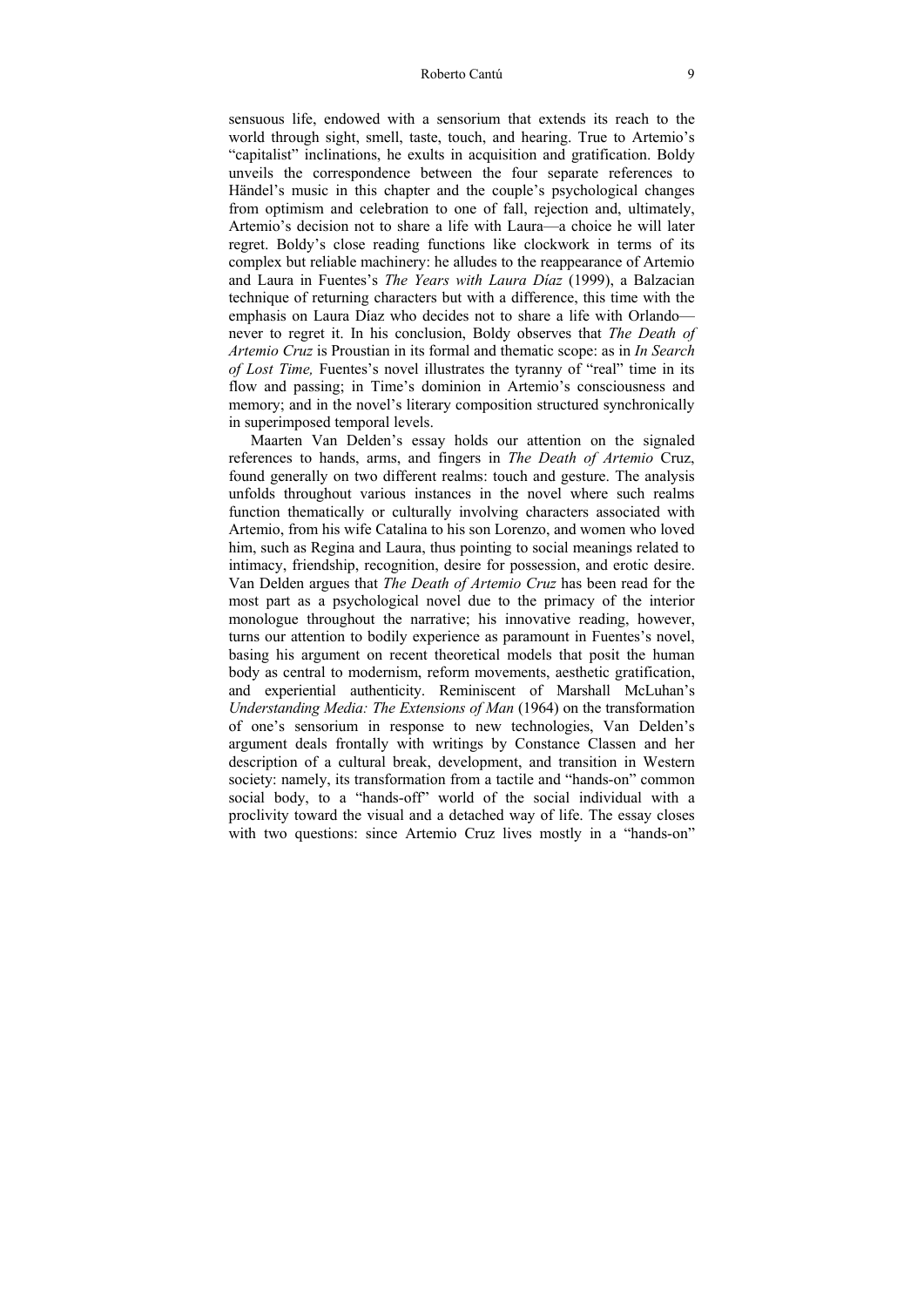sensuous life, endowed with a sensorium that extends its reach to the world through sight, smell, taste, touch, and hearing. True to Artemio's "capitalist" inclinations, he exults in acquisition and gratification. Boldy unveils the correspondence between the four separate references to Händel's music in this chapter and the couple's psychological changes from optimism and celebration to one of fall, rejection and, ultimately, Artemio's decision not to share a life with Laura—a choice he will later regret. Boldy's close reading functions like clockwork in terms of its complex but reliable machinery: he alludes to the reappearance of Artemio and Laura in Fuentes's *The Years with Laura Díaz* (1999), a Balzacian technique of returning characters but with a difference, this time with the emphasis on Laura Díaz who decides not to share a life with Orlando—never to regret it. In his conclusion, Boldy observes that *The Death of Artemio Cruz* is Proustian in its formal and thematic scope: as in *In Search of Lost Time,* Fuentes's novel illustrates the tyranny of "real" time in its flow and passing; in Time's dominion in Artemio's consciousness and memory; and in the novel's literary composition structured synchronically in superimposed temporal levels.

Maarten Van Delden's essay holds our attention on the signaled references to hands, arms, and fingers in *The Death of Artemio* Cruz, found generally on two different realms: touch and gesture. The analysis unfolds throughout various instances in the novel where such realms function thematically or culturally involving characters associated with Artemio, from his wife Catalina to his son Lorenzo, and women who loved him, such as Regina and Laura, thus pointing to social meanings related to intimacy, friendship, recognition, desire for possession, and erotic desire. Van Delden argues that *The Death of Artemio Cruz* has been read for the most part as a psychological novel due to the primacy of the interior monologue throughout the narrative; his innovative reading, however, turns our attention to bodily experience as paramount in Fuentes's novel, basing his argument on recent theoretical models that posit the human body as central to modernism, reform movements, aesthetic gratification, and experiential authenticity. Reminiscent of Marshall McLuhan's *Understanding Media: The Extensions of Man* (1964) on the transformation of one's sensorium in response to new technologies, Van Delden's argument deals frontally with writings by Constance Classen and her description of a cultural break, development, and transition in Western society: namely, its transformation from a tactile and "hands-on" common social body, to a "hands-off" world of the social individual with a proclivity toward the visual and a detached way of life. The essay closes with two questions: since Artemio Cruz lives mostly in a "hands-on"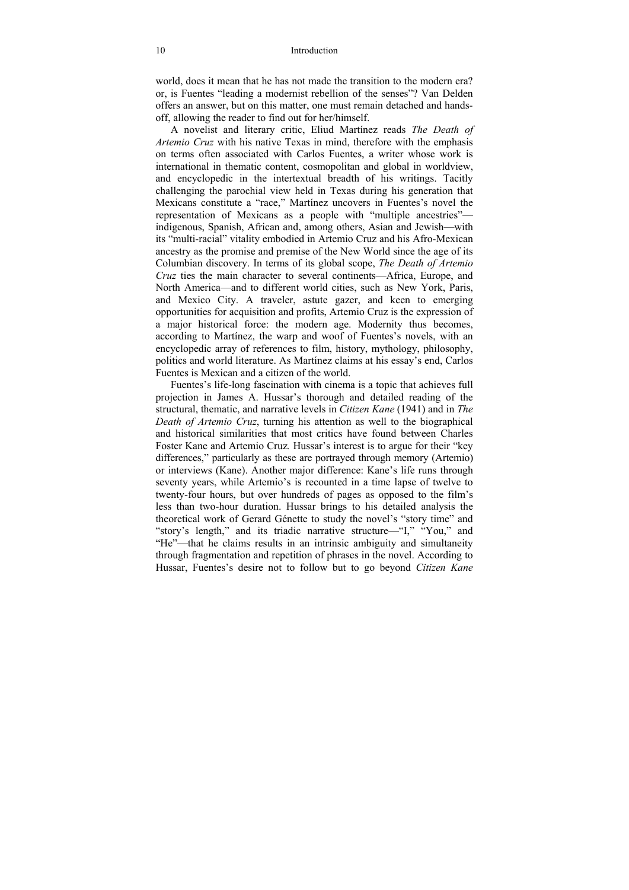world, does it mean that he has not made the transition to the modern era? or, is Fuentes "leading a modernist rebellion of the senses"? Van Delden offers an answer, but on this matter, one must remain detached and hands-off, allowing the reader to find out for her/himself.

A novelist and literary critic, Eliud Martínez reads *The Death of Artemio Cruz* with his native Texas in mind, therefore with the emphasis on terms often associated with Carlos Fuentes, a writer whose work is international in thematic content, cosmopolitan and global in worldview, and encyclopedic in the intertextual breadth of his writings. Tacitly challenging the parochial view held in Texas during his generation that Mexicans constitute a "race," Martínez uncovers in Fuentes's novel the representation of Mexicans as a people with "multiple ancestries"—indigenous, Spanish, African and, among others, Asian and Jewish—with its "multi-racial" vitality embodied in Artemio Cruz and his Afro-Mexican ancestry as the promise and premise of the New World since the age of its Columbian discovery. In terms of its global scope, *The Death of Artemio Cruz* ties the main character to several continents—Africa, Europe, and North America—and to different world cities, such as New York, Paris, and Mexico City. A traveler, astute gazer, and keen to emerging opportunities for acquisition and profits, Artemio Cruz is the expression of a major historical force: the modern age. Modernity thus becomes, according to Martínez, the warp and woof of Fuentes's novels, with an encyclopedic array of references to film, history, mythology, philosophy, politics and world literature. As Martínez claims at his essay's end, Carlos Fuentes is Mexican and a citizen of the world.

Fuentes's life-long fascination with cinema is a topic that achieves full projection in James A. Hussar's thorough and detailed reading of the structural, thematic, and narrative levels in *Citizen Kane* (1941) and in *The Death of Artemio Cruz*, turning his attention as well to the biographical and historical similarities that most critics have found between Charles Foster Kane and Artemio Cruz. Hussar's interest is to argue for their "key differences," particularly as these are portrayed through memory (Artemio) or interviews (Kane). Another major difference: Kane's life runs through seventy years, while Artemio's is recounted in a time lapse of twelve to twenty-four hours, but over hundreds of pages as opposed to the film's less than two-hour duration. Hussar brings to his detailed analysis the theoretical work of Gerard Génette to study the novel's "story time" and "story's length," and its triadic narrative structure—"I," "You," and "He"—that he claims results in an intrinsic ambiguity and simultaneity through fragmentation and repetition of phrases in the novel. According to Hussar, Fuentes's desire not to follow but to go beyond *Citizen Kane*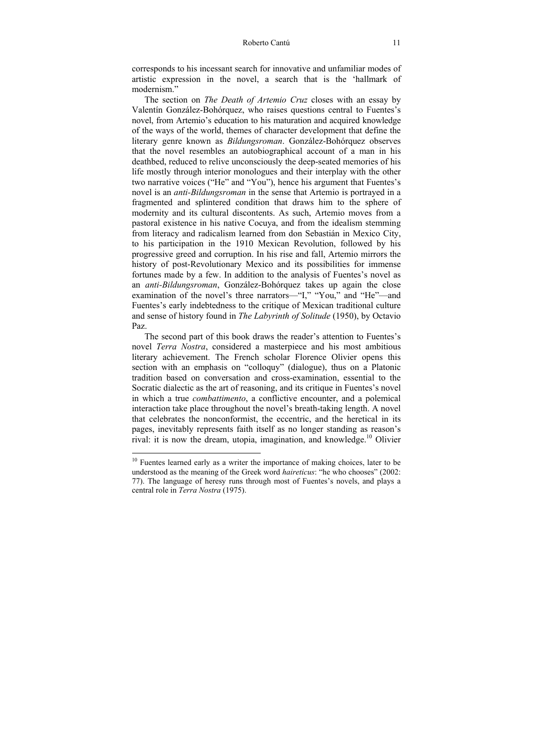corresponds to his incessant search for innovative and unfamiliar modes of artistic expression in the novel, a search that is the 'hallmark of modernism."

The section on *The Death of Artemio Cruz* closes with an essay by Valentín González-Bohórquez, who raises questions central to Fuentes's novel, from Artemio's education to his maturation and acquired knowledge of the ways of the world, themes of character development that define the literary genre known as *Bildungsroman*. González-Bohórquez observes that the novel resembles an autobiographical account of a man in his deathbed, reduced to relive unconsciously the deep-seated memories of his life mostly through interior monologues and their interplay with the other two narrative voices ("He" and "You"), hence his argument that Fuentes's novel is an *anti-Bildungsroman* in the sense that Artemio is portrayed in a fragmented and splintered condition that draws him to the sphere of modernity and its cultural discontents. As such, Artemio moves from a pastoral existence in his native Cocuya, and from the idealism stemming from literacy and radicalism learned from don Sebastián in Mexico City, to his participation in the 1910 Mexican Revolution, followed by his progressive greed and corruption. In his rise and fall, Artemio mirrors the history of post-Revolutionary Mexico and its possibilities for immense fortunes made by a few. In addition to the analysis of Fuentes's novel as an *anti-Bildungsroman*, González-Bohórquez takes up again the close examination of the novel's three narrators—"I," "You," and "He"—and Fuentes's early indebtedness to the critique of Mexican traditional culture and sense of history found in *The Labyrinth of Solitude* (1950), by Octavio Paz.

The second part of this book draws the reader's attention to Fuentes's novel *Terra Nostra*, considered a masterpiece and his most ambitious literary achievement. The French scholar Florence Olivier opens this section with an emphasis on "colloquy" (dialogue), thus on a Platonic tradition based on conversation and cross-examination, essential to the Socratic dialectic as the art of reasoning, and its critique in Fuentes's novel in which a true *combattimento*, a conflictive encounter, and a polemical interaction take place throughout the novel's breath-taking length. A novel that celebrates the nonconformist, the eccentric, and the heretical in its pages, inevitably represents faith itself as no longer standing as reason's rival: it is now the dream, utopia, imagination, and knowledge.[10] Olivier

[10] Fuentes learned early as a writer the importance of making choices, later to be understood as the meaning of the Greek word *haireticus*: "he who chooses" (2002: 77). The language of heresy runs through most of Fuentes's novels, and plays a central role in *Terra Nostra* (1975).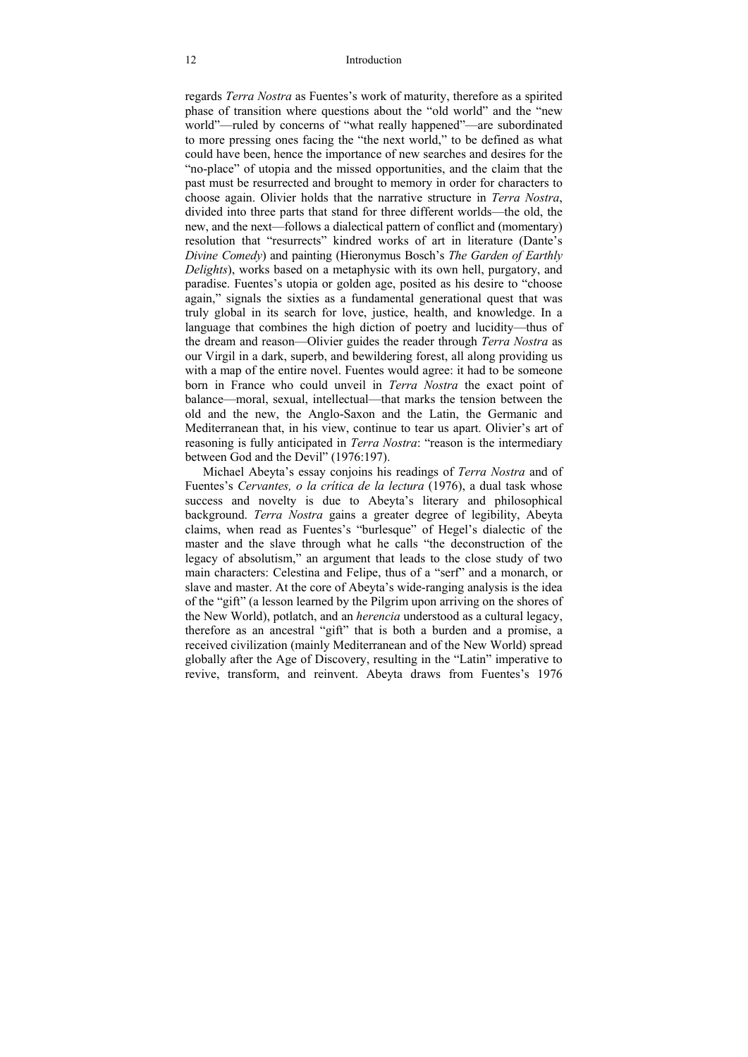regards *Terra Nostra* as Fuentes's work of maturity, therefore as a spirited phase of transition where questions about the "old world" and the "new world"—ruled by concerns of "what really happened"—are subordinated to more pressing ones facing the "the next world," to be defined as what could have been, hence the importance of new searches and desires for the "no-place" of utopia and the missed opportunities, and the claim that the past must be resurrected and brought to memory in order for characters to choose again. Olivier holds that the narrative structure in *Terra Nostra*, divided into three parts that stand for three different worlds—the old, the new, and the next—follows a dialectical pattern of conflict and (momentary) resolution that "resurrects" kindred works of art in literature (Dante's *Divine Comedy*) and painting (Hieronymus Bosch's *The Garden of Earthly Delights*), works based on a metaphysic with its own hell, purgatory, and paradise. Fuentes's utopia or golden age, posited as his desire to "choose again," signals the sixties as a fundamental generational quest that was truly global in its search for love, justice, health, and knowledge. In a language that combines the high diction of poetry and lucidity—thus of the dream and reason—Olivier guides the reader through *Terra Nostra* as our Virgil in a dark, superb, and bewildering forest, all along providing us with a map of the entire novel. Fuentes would agree: it had to be someone born in France who could unveil in *Terra Nostra* the exact point of balance—moral, sexual, intellectual—that marks the tension between the old and the new, the Anglo-Saxon and the Latin, the Germanic and Mediterranean that, in his view, continue to tear us apart. Olivier's art of reasoning is fully anticipated in *Terra Nostra*: "reason is the intermediary between God and the Devil" (1976:197).

Michael Abeyta's essay conjoins his readings of *Terra Nostra* and of Fuentes's *Cervantes, o la crítica de la lectura* (1976), a dual task whose success and novelty is due to Abeyta's literary and philosophical background. *Terra Nostra* gains a greater degree of legibility, Abeyta claims, when read as Fuentes's "burlesque" of Hegel's dialectic of the master and the slave through what he calls "the deconstruction of the legacy of absolutism," an argument that leads to the close study of two main characters: Celestina and Felipe, thus of a "serf" and a monarch, or slave and master. At the core of Abeyta's wide-ranging analysis is the idea of the "gift" (a lesson learned by the Pilgrim upon arriving on the shores of the New World), potlatch, and an *herencia* understood as a cultural legacy, therefore as an ancestral "gift" that is both a burden and a promise, a received civilization (mainly Mediterranean and of the New World) spread globally after the Age of Discovery, resulting in the "Latin" imperative to revive, transform, and reinvent. Abeyta draws from Fuentes's 1976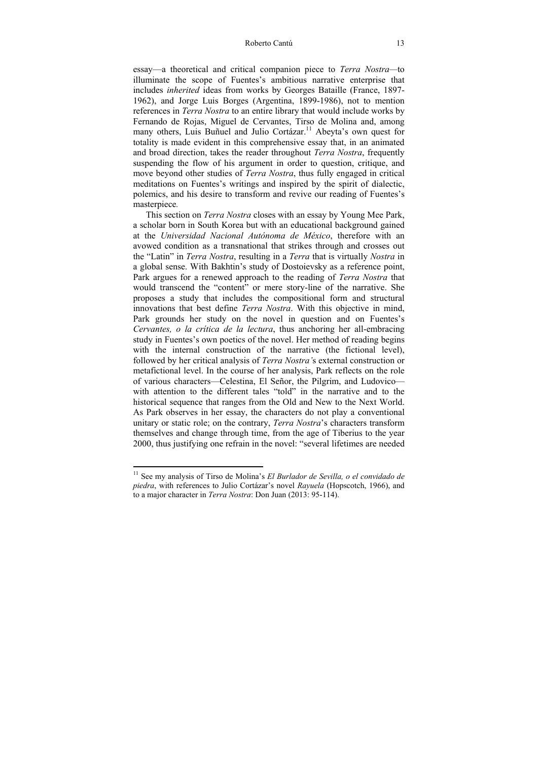essay—a theoretical and critical companion piece to *Terra Nostra*—to illuminate the scope of Fuentes's ambitious narrative enterprise that includes *inherited* ideas from works by Georges Bataille (France, 1897-1962), and Jorge Luis Borges (Argentina, 1899-1986), not to mention references in *Terra Nostra* to an entire library that would include works by Fernando de Rojas, Miguel de Cervantes, Tirso de Molina and, among many others, Luis Buñuel and Julio Cortázar.[11] Abeyta's own quest for totality is made evident in this comprehensive essay that, in an animated and broad direction, takes the reader throughout *Terra Nostra*, frequently suspending the flow of his argument in order to question, critique, and move beyond other studies of *Terra Nostra*, thus fully engaged in critical meditations on Fuentes's writings and inspired by the spirit of dialectic, polemics, and his desire to transform and revive our reading of Fuentes's masterpiece.

This section on *Terra Nostra* closes with an essay by Young Mee Park, a scholar born in South Korea but with an educational background gained at the *Universidad Nacional Autónoma de México*, therefore with an avowed condition as a transnational that strikes through and crosses out the "Latin" in *Terra Nostra*, resulting in a *Terra* that is virtually *Nostra* in a global sense. With Bakhtin's study of Dostoievsky as a reference point, Park argues for a renewed approach to the reading of *Terra Nostra* that would transcend the "content" or mere story-line of the narrative. She proposes a study that includes the compositional form and structural innovations that best define *Terra Nostra*. With this objective in mind, Park grounds her study on the novel in question and on Fuentes's *Cervantes, o la crítica de la lectura*, thus anchoring her all-embracing study in Fuentes's own poetics of the novel. Her method of reading begins with the internal construction of the narrative (the fictional level), followed by her critical analysis of *Terra Nostra*'s external construction or metafictional level. In the course of her analysis, Park reflects on the role of various characters—Celestina, El Señor, the Pilgrim, and Ludovico—with attention to the different tales "told" in the narrative and to the historical sequence that ranges from the Old and New to the Next World. As Park observes in her essay, the characters do not play a conventional unitary or static role; on the contrary, *Terra Nostra*'s characters transform themselves and change through time, from the age of Tiberius to the year 2000, thus justifying one refrain in the novel: "several lifetimes are needed

[11] See my analysis of Tirso de Molina's *El Burlador de Sevilla, o el convidado de piedra*, with references to Julio Cortázar's novel *Rayuela* (Hopscotch, 1966), and to a major character in *Terra Nostra*: Don Juan (2013: 95-114).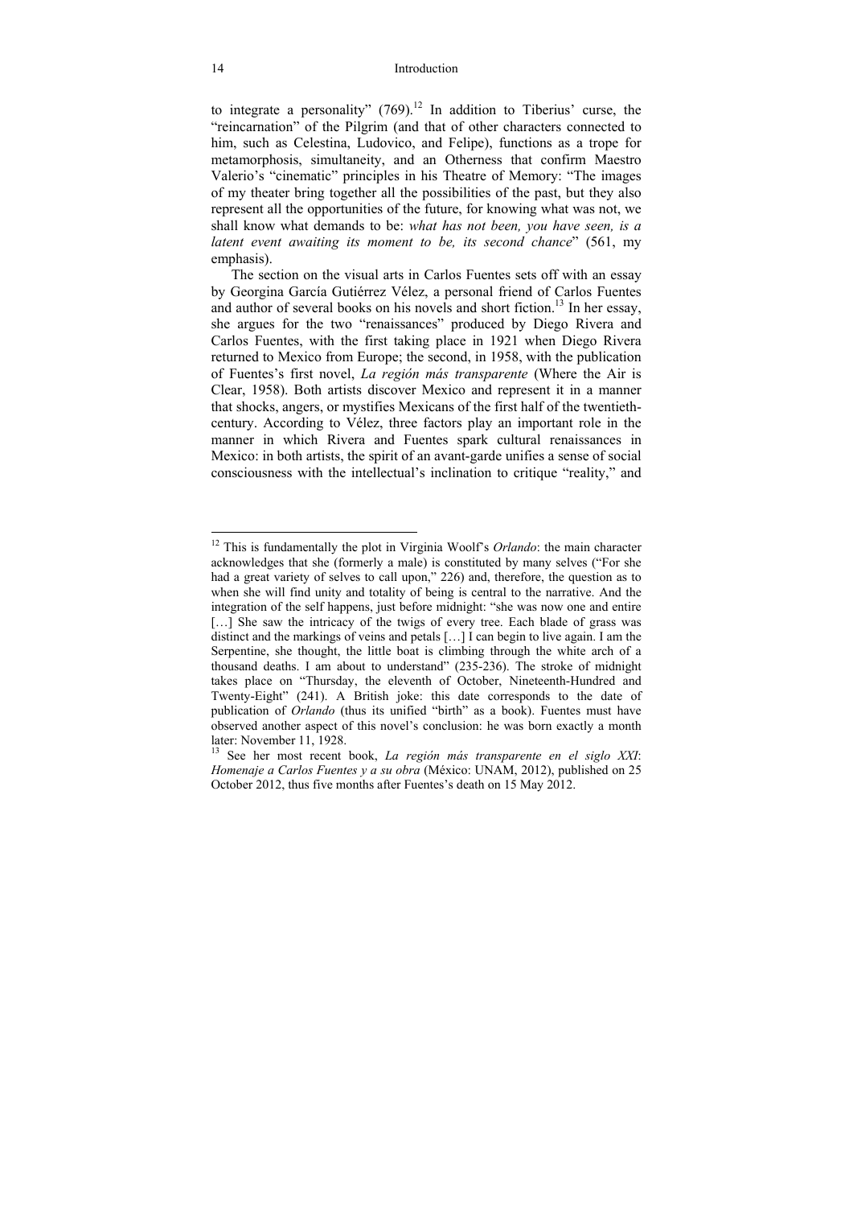to integrate a personality" (769).[12] In addition to Tiberius' curse, the "reincarnation" of the Pilgrim (and that of other characters connected to him, such as Celestina, Ludovico, and Felipe), functions as a trope for metamorphosis, simultaneity, and an Otherness that confirm Maestro Valerio's "cinematic" principles in his Theatre of Memory: "The images of my theater bring together all the possibilities of the past, but they also represent all the opportunities of the future, for knowing what was not, we shall know what demands to be: *what has not been, you have seen, is a latent event awaiting its moment to be, its second chance*" (561, my emphasis).

The section on the visual arts in Carlos Fuentes sets off with an essay by Georgina García Gutiérrez Vélez, a personal friend of Carlos Fuentes and author of several books on his novels and short fiction.[13] In her essay, she argues for the two "renaissances" produced by Diego Rivera and Carlos Fuentes, with the first taking place in 1921 when Diego Rivera returned to Mexico from Europe; the second, in 1958, with the publication of Fuentes's first novel, *La región más transparente* (Where the Air is Clear, 1958). Both artists discover Mexico and represent it in a manner that shocks, angers, or mystifies Mexicans of the first half of the twentieth-century. According to Vélez, three factors play an important role in the manner in which Rivera and Fuentes spark cultural renaissances in Mexico: in both artists, the spirit of an avant-garde unifies a sense of social consciousness with the intellectual's inclination to critique "reality," and

---

[12] This is fundamentally the plot in Virginia Woolf's *Orlando*: the main character acknowledges that she (formerly a male) is constituted by many selves ("For she had a great variety of selves to call upon," 226) and, therefore, the question as to when she will find unity and totality of being is central to the narrative. And the integration of the self happens, just before midnight: "she was now one and entire […] She saw the intricacy of the twigs of every tree. Each blade of grass was distinct and the markings of veins and petals […] I can begin to live again. I am the Serpentine, she thought, the little boat is climbing through the white arch of a thousand deaths. I am about to understand" (235-236). The stroke of midnight takes place on "Thursday, the eleventh of October, Nineteenth-Hundred and Twenty-Eight" (241). A British joke: this date corresponds to the date of publication of *Orlando* (thus its unified "birth" as a book). Fuentes must have observed another aspect of this novel's conclusion: he was born exactly a month later: November 11, 1928.

[13] See her most recent book, *La región más transparente en el siglo XXI*: *Homenaje a Carlos Fuentes y a su obra* (México: UNAM, 2012), published on 25 October 2012, thus five months after Fuentes's death on 15 May 2012.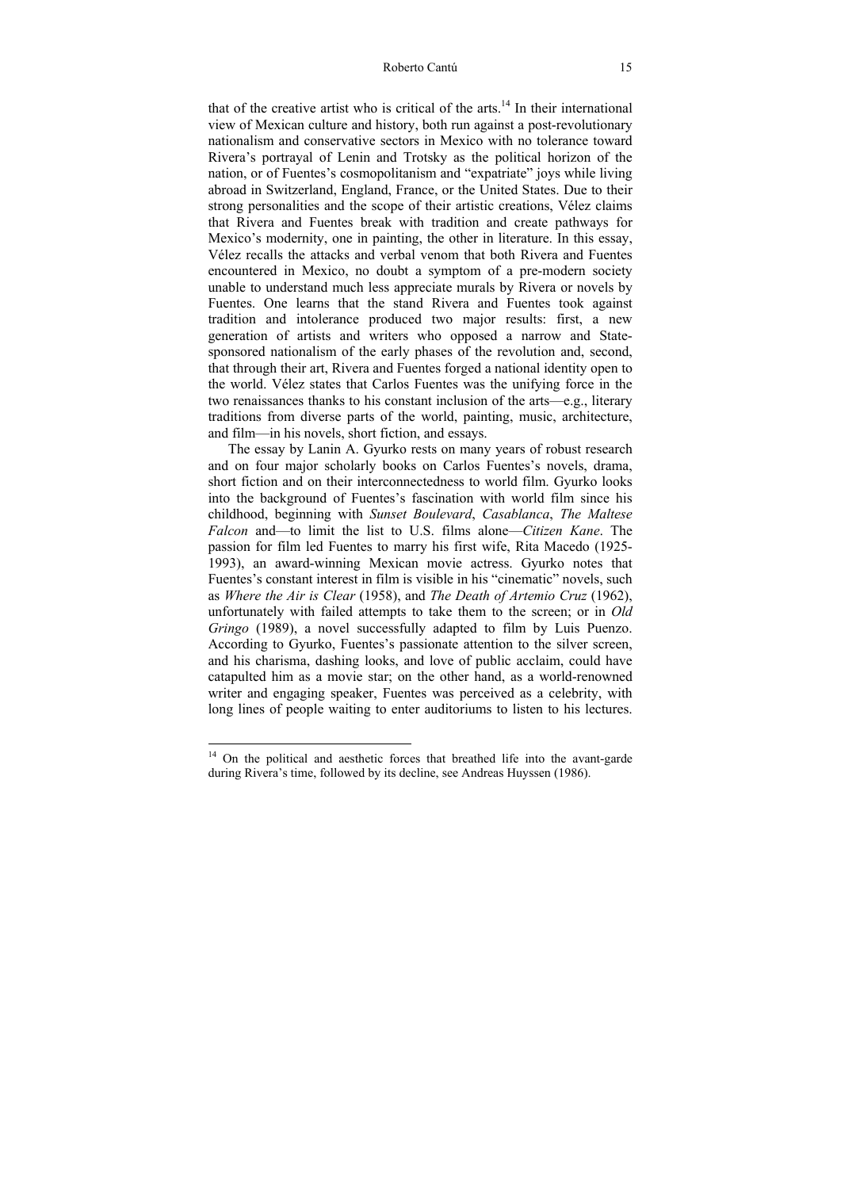that of the creative artist who is critical of the arts.[14] In their international view of Mexican culture and history, both run against a post-revolutionary nationalism and conservative sectors in Mexico with no tolerance toward Rivera's portrayal of Lenin and Trotsky as the political horizon of the nation, or of Fuentes's cosmopolitanism and "expatriate" joys while living abroad in Switzerland, England, France, or the United States. Due to their strong personalities and the scope of their artistic creations, Vélez claims that Rivera and Fuentes break with tradition and create pathways for Mexico's modernity, one in painting, the other in literature. In this essay, Vélez recalls the attacks and verbal venom that both Rivera and Fuentes encountered in Mexico, no doubt a symptom of a pre-modern society unable to understand much less appreciate murals by Rivera or novels by Fuentes. One learns that the stand Rivera and Fuentes took against tradition and intolerance produced two major results: first, a new generation of artists and writers who opposed a narrow and State-sponsored nationalism of the early phases of the revolution and, second, that through their art, Rivera and Fuentes forged a national identity open to the world. Vélez states that Carlos Fuentes was the unifying force in the two renaissances thanks to his constant inclusion of the arts—e.g., literary traditions from diverse parts of the world, painting, music, architecture, and film—in his novels, short fiction, and essays.

The essay by Lanin A. Gyurko rests on many years of robust research and on four major scholarly books on Carlos Fuentes's novels, drama, short fiction and on their interconnectedness to world film. Gyurko looks into the background of Fuentes's fascination with world film since his childhood, beginning with *Sunset Boulevard*, *Casablanca*, *The Maltese Falcon* and—to limit the list to U.S. films alone—*Citizen Kane*. The passion for film led Fuentes to marry his first wife, Rita Macedo (1925-1993), an award-winning Mexican movie actress. Gyurko notes that Fuentes's constant interest in film is visible in his "cinematic" novels, such as *Where the Air is Clear* (1958), and *The Death of Artemio Cruz* (1962), unfortunately with failed attempts to take them to the screen; or in *Old Gringo* (1989), a novel successfully adapted to film by Luis Puenzo. According to Gyurko, Fuentes's passionate attention to the silver screen, and his charisma, dashing looks, and love of public acclaim, could have catapulted him as a movie star; on the other hand, as a world-renowned writer and engaging speaker, Fuentes was perceived as a celebrity, with long lines of people waiting to enter auditoriums to listen to his lectures.

[14] On the political and aesthetic forces that breathed life into the avant-garde during Rivera's time, followed by its decline, see Andreas Huyssen (1986).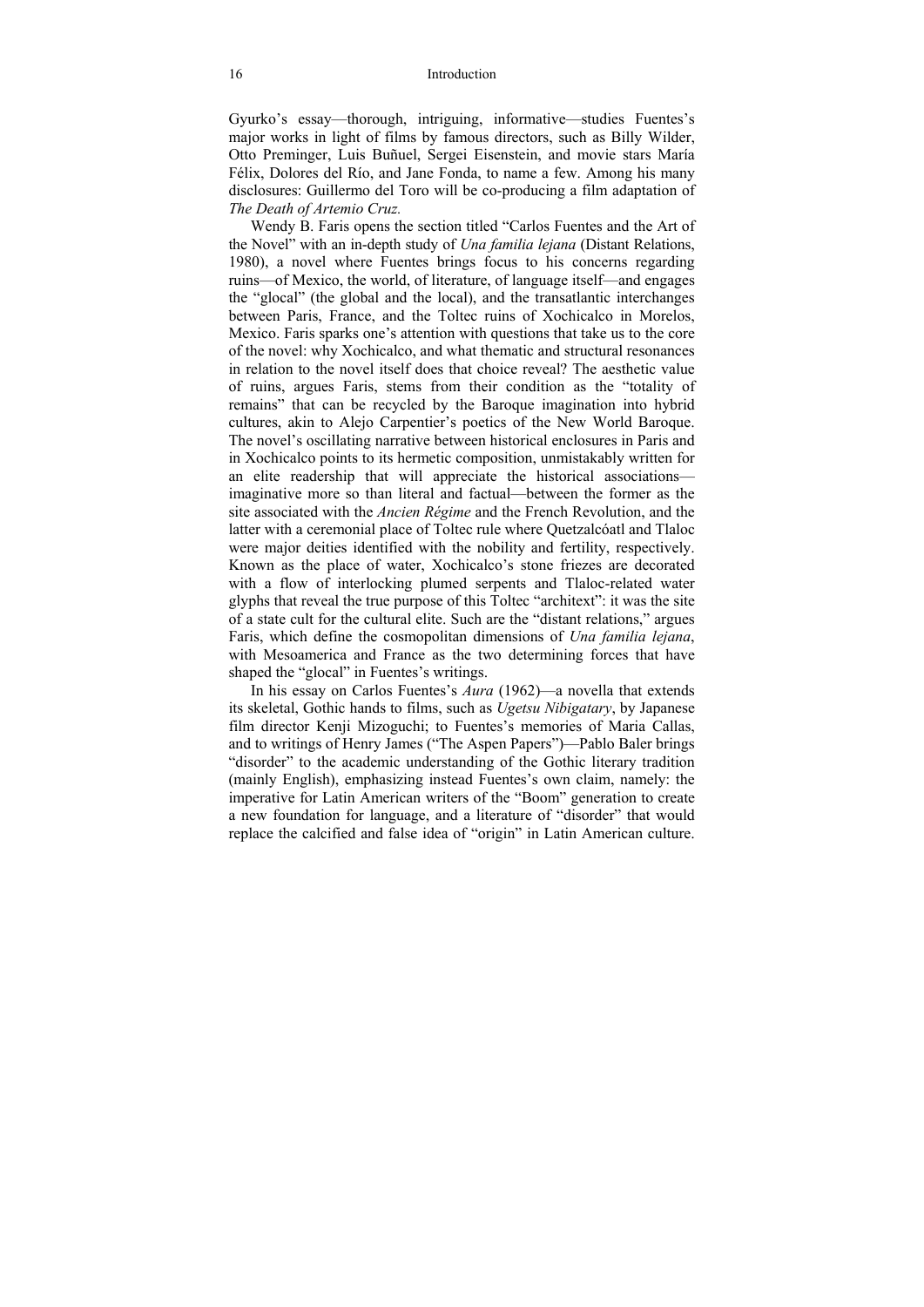Gyurko's essay—thorough, intriguing, informative—studies Fuentes's major works in light of films by famous directors, such as Billy Wilder, Otto Preminger, Luis Buñuel, Sergei Eisenstein, and movie stars María Félix, Dolores del Río, and Jane Fonda, to name a few. Among his many disclosures: Guillermo del Toro will be co-producing a film adaptation of *The Death of Artemio Cruz.*

Wendy B. Faris opens the section titled "Carlos Fuentes and the Art of the Novel" with an in-depth study of *Una familia lejana* (Distant Relations, 1980), a novel where Fuentes brings focus to his concerns regarding ruins—of Mexico, the world, of literature, of language itself—and engages the "glocal" (the global and the local), and the transatlantic interchanges between Paris, France, and the Toltec ruins of Xochicalco in Morelos, Mexico. Faris sparks one's attention with questions that take us to the core of the novel: why Xochicalco, and what thematic and structural resonances in relation to the novel itself does that choice reveal? The aesthetic value of ruins, argues Faris, stems from their condition as the "totality of remains" that can be recycled by the Baroque imagination into hybrid cultures, akin to Alejo Carpentier's poetics of the New World Baroque. The novel's oscillating narrative between historical enclosures in Paris and in Xochicalco points to its hermetic composition, unmistakably written for an elite readership that will appreciate the historical associations—imaginative more so than literal and factual—between the former as the site associated with the *Ancien Régime* and the French Revolution, and the latter with a ceremonial place of Toltec rule where Quetzalcóatl and Tlaloc were major deities identified with the nobility and fertility, respectively. Known as the place of water, Xochicalco's stone friezes are decorated with a flow of interlocking plumed serpents and Tlaloc-related water glyphs that reveal the true purpose of this Toltec "architext": it was the site of a state cult for the cultural elite. Such are the "distant relations," argues Faris, which define the cosmopolitan dimensions of *Una familia lejana*, with Mesoamerica and France as the two determining forces that have shaped the "glocal" in Fuentes's writings.

In his essay on Carlos Fuentes's *Aura* (1962)—a novella that extends its skeletal, Gothic hands to films, such as *Ugetsu Nibigatary*, by Japanese film director Kenji Mizoguchi; to Fuentes's memories of Maria Callas, and to writings of Henry James ("The Aspen Papers")—Pablo Baler brings "disorder" to the academic understanding of the Gothic literary tradition (mainly English), emphasizing instead Fuentes's own claim, namely: the imperative for Latin American writers of the "Boom" generation to create a new foundation for language, and a literature of "disorder" that would replace the calcified and false idea of "origin" in Latin American culture.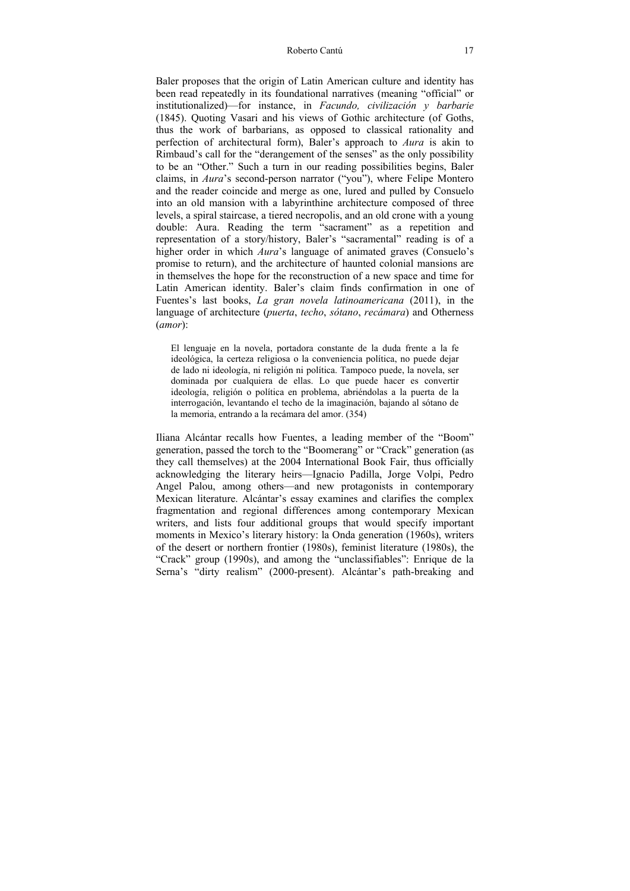Baler proposes that the origin of Latin American culture and identity has been read repeatedly in its foundational narratives (meaning "official" or institutionalized)—for instance, in *Facundo, civilización y barbarie* (1845). Quoting Vasari and his views of Gothic architecture (of Goths, thus the work of barbarians, as opposed to classical rationality and perfection of architectural form), Baler's approach to *Aura* is akin to Rimbaud's call for the "derangement of the senses" as the only possibility to be an "Other." Such a turn in our reading possibilities begins, Baler claims, in *Aura*'s second-person narrator ("you"), where Felipe Montero and the reader coincide and merge as one, lured and pulled by Consuelo into an old mansion with a labyrinthine architecture composed of three levels, a spiral staircase, a tiered necropolis, and an old crone with a young double: Aura. Reading the term "sacrament" as a repetition and representation of a story/history, Baler's "sacramental" reading is of a higher order in which *Aura*'s language of animated graves (Consuelo's promise to return), and the architecture of haunted colonial mansions are in themselves the hope for the reconstruction of a new space and time for Latin American identity. Baler's claim finds confirmation in one of Fuentes's last books, *La gran novela latinoamericana* (2011), in the language of architecture (*puerta*, *techo*, *sótano*, *recámara*) and Otherness (*amor*):

> El lenguaje en la novela, portadora constante de la duda frente a la fe ideológica, la certeza religiosa o la conveniencia política, no puede dejar de lado ni ideología, ni religión ni política. Tampoco puede, la novela, ser dominada por cualquiera de ellas. Lo que puede hacer es convertir ideología, religión o política en problema, abriéndolas a la puerta de la interrogación, levantando el techo de la imaginación, bajando al sótano de la memoria, entrando a la recámara del amor. (354)

Iliana Alcántar recalls how Fuentes, a leading member of the "Boom" generation, passed the torch to the "Boomerang" or "Crack" generation (as they call themselves) at the 2004 International Book Fair, thus officially acknowledging the literary heirs—Ignacio Padilla, Jorge Volpi, Pedro Angel Palou, among others—and new protagonists in contemporary Mexican literature. Alcántar's essay examines and clarifies the complex fragmentation and regional differences among contemporary Mexican writers, and lists four additional groups that would specify important moments in Mexico's literary history: la Onda generation (1960s), writers of the desert or northern frontier (1980s), feminist literature (1980s), the "Crack" group (1990s), and among the "unclassifiables": Enrique de la Serna's "dirty realism" (2000-present). Alcántar's path-breaking and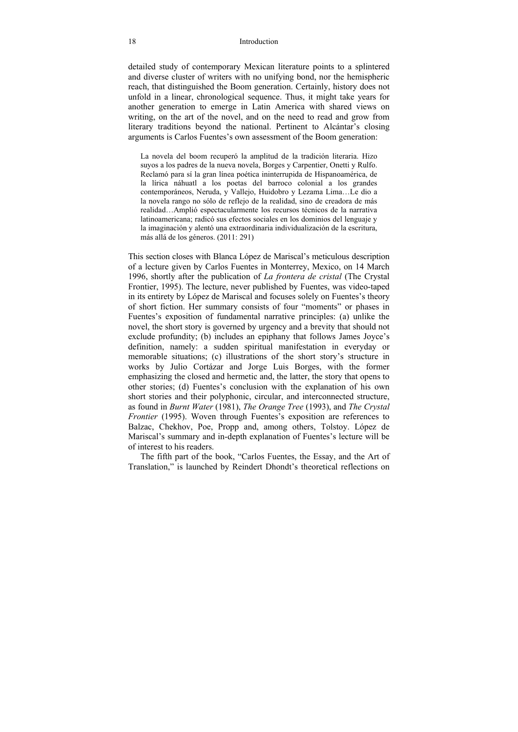detailed study of contemporary Mexican literature points to a splintered and diverse cluster of writers with no unifying bond, nor the hemispheric reach, that distinguished the Boom generation. Certainly, history does not unfold in a linear, chronological sequence. Thus, it might take years for another generation to emerge in Latin America with shared views on writing, on the art of the novel, and on the need to read and grow from literary traditions beyond the national. Pertinent to Alcántar's closing arguments is Carlos Fuentes's own assessment of the Boom generation:

> La novela del boom recuperó la amplitud de la tradición literaria. Hizo suyos a los padres de la nueva novela, Borges y Carpentier, Onetti y Rulfo. Reclamó para sí la gran línea poética ininterrupida de Hispanoamérica, de la lírica náhuatl a los poetas del barroco colonial a los grandes contemporáneos, Neruda, y Vallejo, Huidobro y Lezama Lima…Le dio a la novela rango no sólo de reflejo de la realidad, sino de creadora de más realidad…Amplió espectacularmente los recursos técnicos de la narrativa latinoamericana; radicó sus efectos sociales en los dominios del lenguaje y la imaginación y alentó una extraordinaria individualización de la escritura, más allá de los géneros. (2011: 291)

This section closes with Blanca López de Mariscal's meticulous description of a lecture given by Carlos Fuentes in Monterrey, Mexico, on 14 March 1996, shortly after the publication of *La frontera de cristal* (The Crystal Frontier, 1995). The lecture, never published by Fuentes, was video-taped in its entirety by López de Mariscal and focuses solely on Fuentes's theory of short fiction. Her summary consists of four "moments" or phases in Fuentes's exposition of fundamental narrative principles: (a) unlike the novel, the short story is governed by urgency and a brevity that should not exclude profundity; (b) includes an epiphany that follows James Joyce's definition, namely: a sudden spiritual manifestation in everyday or memorable situations; (c) illustrations of the short story's structure in works by Julio Cortázar and Jorge Luis Borges, with the former emphasizing the closed and hermetic and, the latter, the story that opens to other stories; (d) Fuentes's conclusion with the explanation of his own short stories and their polyphonic, circular, and interconnected structure, as found in *Burnt Water* (1981), *The Orange Tree* (1993), and *The Crystal Frontier* (1995). Woven through Fuentes's exposition are references to Balzac, Chekhov, Poe, Propp and, among others, Tolstoy. López de Mariscal's summary and in-depth explanation of Fuentes's lecture will be of interest to his readers.

The fifth part of the book, "Carlos Fuentes, the Essay, and the Art of Translation," is launched by Reindert Dhondt's theoretical reflections on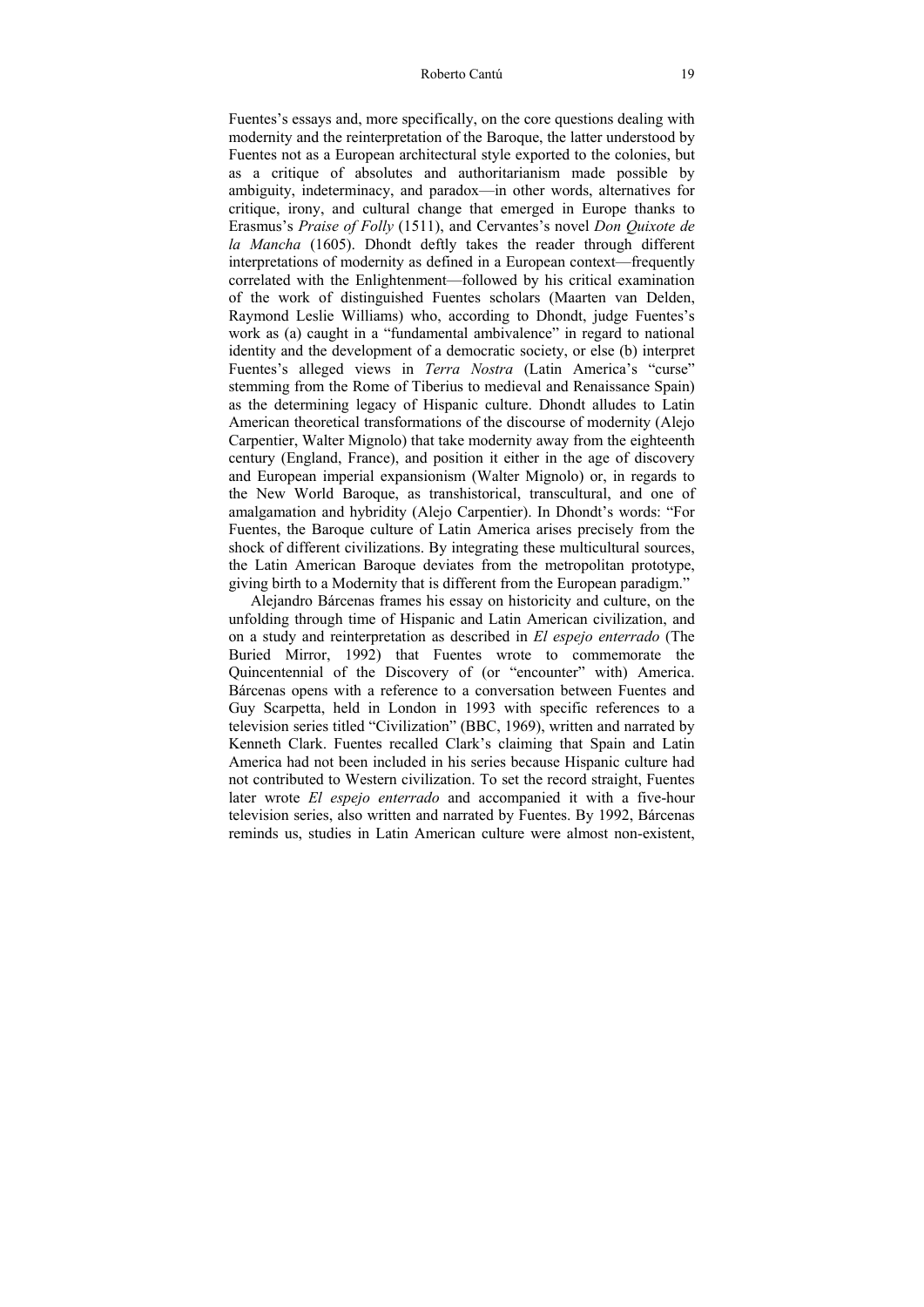Fuentes's essays and, more specifically, on the core questions dealing with modernity and the reinterpretation of the Baroque, the latter understood by Fuentes not as a European architectural style exported to the colonies, but as a critique of absolutes and authoritarianism made possible by ambiguity, indeterminacy, and paradox—in other words, alternatives for critique, irony, and cultural change that emerged in Europe thanks to Erasmus's *Praise of Folly* (1511), and Cervantes's novel *Don Quixote de la Mancha* (1605). Dhondt deftly takes the reader through different interpretations of modernity as defined in a European context—frequently correlated with the Enlightenment—followed by his critical examination of the work of distinguished Fuentes scholars (Maarten van Delden, Raymond Leslie Williams) who, according to Dhondt, judge Fuentes's work as (a) caught in a "fundamental ambivalence" in regard to national identity and the development of a democratic society, or else (b) interpret Fuentes's alleged views in *Terra Nostra* (Latin America's "curse" stemming from the Rome of Tiberius to medieval and Renaissance Spain) as the determining legacy of Hispanic culture. Dhondt alludes to Latin American theoretical transformations of the discourse of modernity (Alejo Carpentier, Walter Mignolo) that take modernity away from the eighteenth century (England, France), and position it either in the age of discovery and European imperial expansionism (Walter Mignolo) or, in regards to the New World Baroque, as transhistorical, transcultural, and one of amalgamation and hybridity (Alejo Carpentier). In Dhondt's words: "For Fuentes, the Baroque culture of Latin America arises precisely from the shock of different civilizations. By integrating these multicultural sources, the Latin American Baroque deviates from the metropolitan prototype, giving birth to a Modernity that is different from the European paradigm."

Alejandro Bárcenas frames his essay on historicity and culture, on the unfolding through time of Hispanic and Latin American civilization, and on a study and reinterpretation as described in *El espejo enterrado* (The Buried Mirror, 1992) that Fuentes wrote to commemorate the Quincentennial of the Discovery of (or "encounter" with) America. Bárcenas opens with a reference to a conversation between Fuentes and Guy Scarpetta, held in London in 1993 with specific references to a television series titled "Civilization" (BBC, 1969), written and narrated by Kenneth Clark. Fuentes recalled Clark's claiming that Spain and Latin America had not been included in his series because Hispanic culture had not contributed to Western civilization. To set the record straight, Fuentes later wrote *El espejo enterrado* and accompanied it with a five-hour television series, also written and narrated by Fuentes. By 1992, Bárcenas reminds us, studies in Latin American culture were almost non-existent,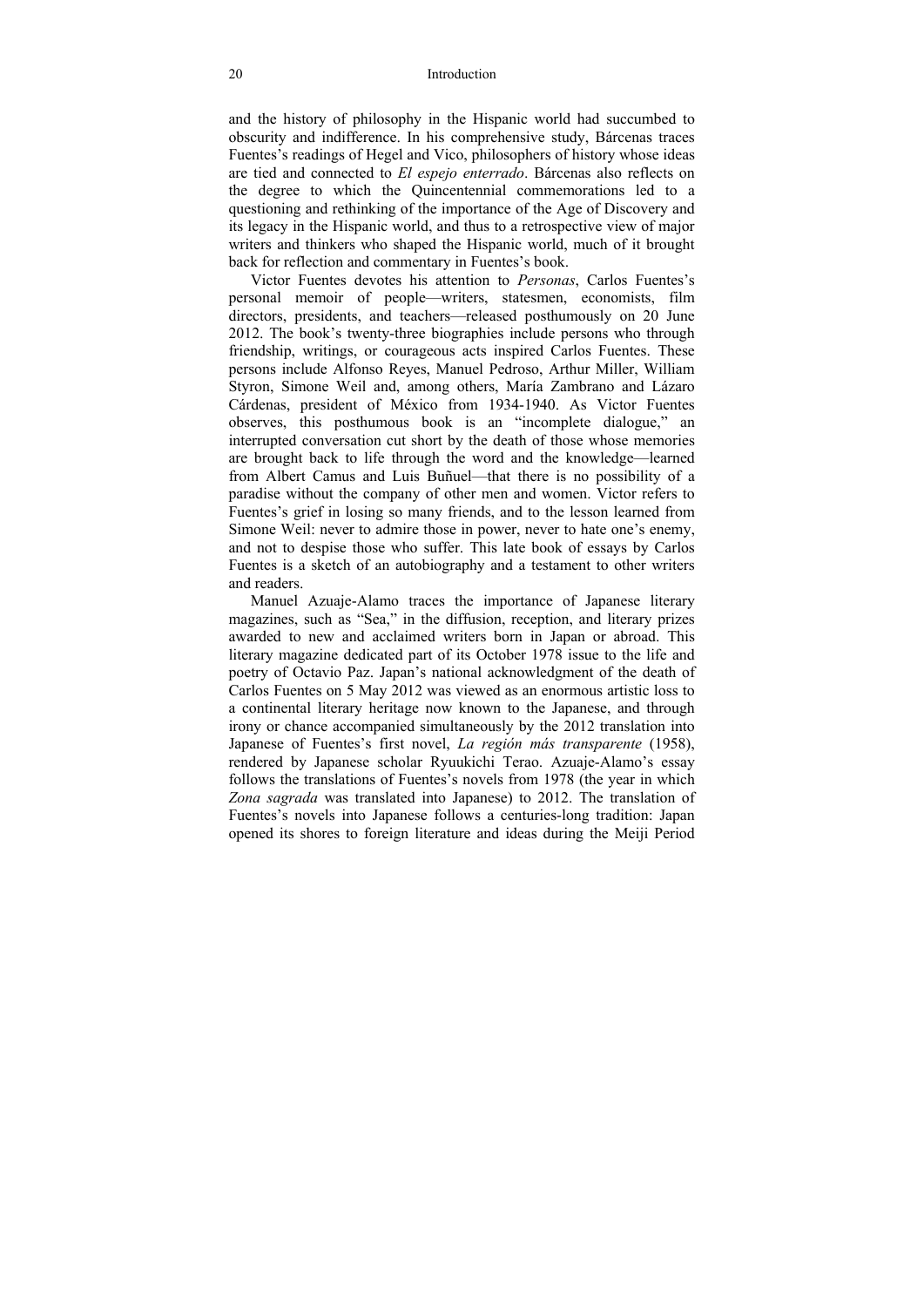and the history of philosophy in the Hispanic world had succumbed to obscurity and indifference. In his comprehensive study, Bárcenas traces Fuentes's readings of Hegel and Vico, philosophers of history whose ideas are tied and connected to *El espejo enterrado*. Bárcenas also reflects on the degree to which the Quincentennial commemorations led to a questioning and rethinking of the importance of the Age of Discovery and its legacy in the Hispanic world, and thus to a retrospective view of major writers and thinkers who shaped the Hispanic world, much of it brought back for reflection and commentary in Fuentes's book.

Victor Fuentes devotes his attention to *Personas*, Carlos Fuentes's personal memoir of people—writers, statesmen, economists, film directors, presidents, and teachers—released posthumously on 20 June 2012. The book's twenty-three biographies include persons who through friendship, writings, or courageous acts inspired Carlos Fuentes. These persons include Alfonso Reyes, Manuel Pedroso, Arthur Miller, William Styron, Simone Weil and, among others, María Zambrano and Lázaro Cárdenas, president of México from 1934-1940. As Victor Fuentes observes, this posthumous book is an "incomplete dialogue," an interrupted conversation cut short by the death of those whose memories are brought back to life through the word and the knowledge—learned from Albert Camus and Luis Buñuel—that there is no possibility of a paradise without the company of other men and women. Victor refers to Fuentes's grief in losing so many friends, and to the lesson learned from Simone Weil: never to admire those in power, never to hate one's enemy, and not to despise those who suffer. This late book of essays by Carlos Fuentes is a sketch of an autobiography and a testament to other writers and readers.

Manuel Azuaje-Alamo traces the importance of Japanese literary magazines, such as "Sea," in the diffusion, reception, and literary prizes awarded to new and acclaimed writers born in Japan or abroad. This literary magazine dedicated part of its October 1978 issue to the life and poetry of Octavio Paz. Japan's national acknowledgment of the death of Carlos Fuentes on 5 May 2012 was viewed as an enormous artistic loss to a continental literary heritage now known to the Japanese, and through irony or chance accompanied simultaneously by the 2012 translation into Japanese of Fuentes's first novel, *La región más transparente* (1958), rendered by Japanese scholar Ryuukichi Terao. Azuaje-Alamo's essay follows the translations of Fuentes's novels from 1978 (the year in which *Zona sagrada* was translated into Japanese) to 2012. The translation of Fuentes's novels into Japanese follows a centuries-long tradition: Japan opened its shores to foreign literature and ideas during the Meiji Period